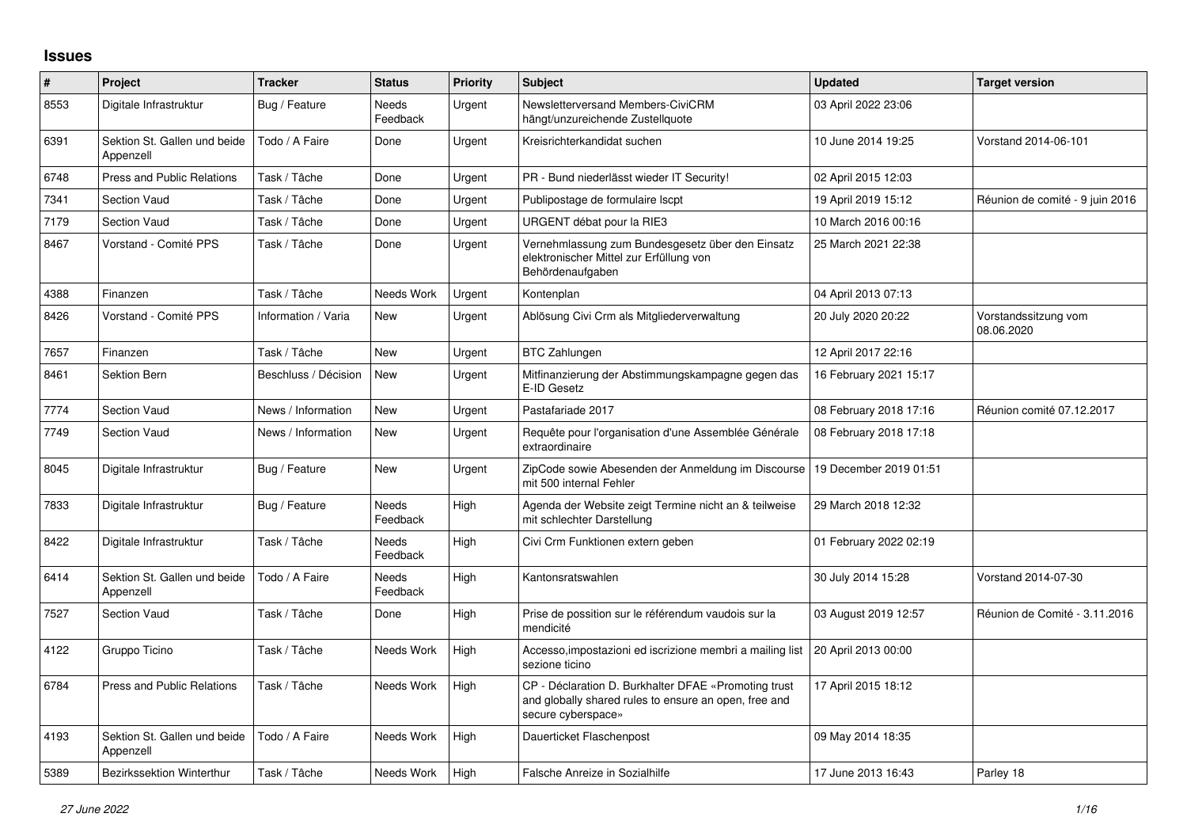## Issues

| # | Project | Tracker | Status | Priority | Subject | Updated | Target version |
|---|---|---|---|---|---|---|---|
| 8553 | Digitale Infrastruktur | Bug / Feature | Needs Feedback | Urgent | Newsletterversand Members-CiviCRM hängt/unzureichende Zustellquote | 03 April 2022 23:06 | |
| 6391 | Sektion St. Gallen und beide Appenzell | Todo / A Faire | Done | Urgent | Kreisrichterkandidat suchen | 10 June 2014 19:25 | Vorstand 2014-06-101 |
| 6748 | Press and Public Relations | Task / Tâche | Done | Urgent | PR - Bund niederlässt wieder IT Security! | 02 April 2015 12:03 | |
| 7341 | Section Vaud | Task / Tâche | Done | Urgent | Publipostage de formulaire lscpt | 19 April 2019 15:12 | Réunion de comité - 9 juin 2016 |
| 7179 | Section Vaud | Task / Tâche | Done | Urgent | URGENT débat pour la RIE3 | 10 March 2016 00:16 | |
| 8467 | Vorstand - Comité PPS | Task / Tâche | Done | Urgent | Vernehmlassung zum Bundesgesetz über den Einsatz elektronischer Mittel zur Erfüllung von Behördenaufgaben | 25 March 2021 22:38 | |
| 4388 | Finanzen | Task / Tâche | Needs Work | Urgent | Kontenplan | 04 April 2013 07:13 | |
| 8426 | Vorstand - Comité PPS | Information / Varia | New | Urgent | Ablösung Civi Crm als Mitgliederverwaltung | 20 July 2020 20:22 | Vorstandssitzung vom 08.06.2020 |
| 7657 | Finanzen | Task / Tâche | New | Urgent | BTC Zahlungen | 12 April 2017 22:16 | |
| 8461 | Sektion Bern | Beschluss / Décision | New | Urgent | Mitfinanzierung der Abstimmungskampagne gegen das E-ID Gesetz | 16 February 2021 15:17 | |
| 7774 | Section Vaud | News / Information | New | Urgent | Pastafariade 2017 | 08 February 2018 17:16 | Réunion comité 07.12.2017 |
| 7749 | Section Vaud | News / Information | New | Urgent | Requête pour l'organisation d'une Assemblée Générale extraordinaire | 08 February 2018 17:18 | |
| 8045 | Digitale Infrastruktur | Bug / Feature | New | Urgent | ZipCode sowie Absenden der Anmeldung im Discourse mit 500 internal Fehler | 19 December 2019 01:51 | |
| 7833 | Digitale Infrastruktur | Bug / Feature | Needs Feedback | High | Agenda der Website zeigt Termine nicht an & teilweise mit schlechter Darstellung | 29 March 2018 12:32 | |
| 8422 | Digitale Infrastruktur | Task / Tâche | Needs Feedback | High | Civi Crm Funktionen extern geben | 01 February 2022 02:19 | |
| 6414 | Sektion St. Gallen und beide Appenzell | Todo / A Faire | Needs Feedback | High | Kantonsratswahlen | 30 July 2014 15:28 | Vorstand 2014-07-30 |
| 7527 | Section Vaud | Task / Tâche | Done | High | Prise de possition sur le référendum vaudois sur la mendicité | 03 August 2019 12:57 | Réunion de Comité - 3.11.2016 |
| 4122 | Gruppo Ticino | Task / Tâche | Needs Work | High | Accesso,impostazioni ed iscrizione membri a mailing list sezione ticino | 20 April 2013 00:00 | |
| 6784 | Press and Public Relations | Task / Tâche | Needs Work | High | CP - Déclaration D. Burkhalter DFAE «Promoting trust and globally shared rules to ensure an open, free and secure cyberspace» | 17 April 2015 18:12 | |
| 4193 | Sektion St. Gallen und beide Appenzell | Todo / A Faire | Needs Work | High | Dauerticket Flaschenpost | 09 May 2014 18:35 | |
| 5389 | Bezirkssektion Winterthur | Task / Tâche | Needs Work | High | Falsche Anreize in Sozialhilfe | 17 June 2013 16:43 | Parley 18 |

*27 June 2022*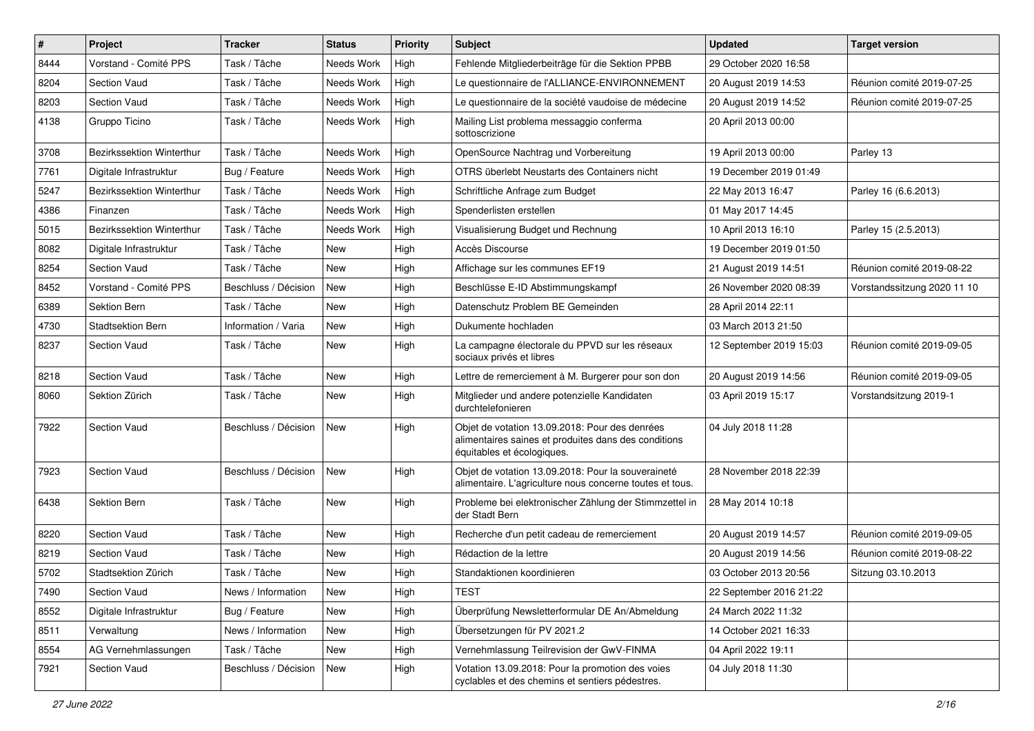| # | Project | Tracker | Status | Priority | Subject | Updated | Target version |
|---|---|---|---|---|---|---|---|
| 8444 | Vorstand - Comité PPS | Task / Tâche | Needs Work | High | Fehlende Mitgliederbeiträge für die Sektion PPBB | 29 October 2020 16:58 | |
| 8204 | Section Vaud | Task / Tâche | Needs Work | High | Le questionnaire de l'ALLIANCE-ENVIRONNEMENT | 20 August 2019 14:53 | Réunion comité 2019-07-25 |
| 8203 | Section Vaud | Task / Tâche | Needs Work | High | Le questionnaire de la société vaudoise de médecine | 20 August 2019 14:52 | Réunion comité 2019-07-25 |
| 4138 | Gruppo Ticino | Task / Tâche | Needs Work | High | Mailing List problema messaggio conferma sottoscrizione | 20 April 2013 00:00 | |
| 3708 | Bezirkssektion Winterthur | Task / Tâche | Needs Work | High | OpenSource Nachtrag und Vorbereitung | 19 April 2013 00:00 | Parley 13 |
| 7761 | Digitale Infrastruktur | Bug / Feature | Needs Work | High | OTRS überlebt Neustarts des Containers nicht | 19 December 2019 01:49 | |
| 5247 | Bezirkssektion Winterthur | Task / Tâche | Needs Work | High | Schriftliche Anfrage zum Budget | 22 May 2013 16:47 | Parley 16 (6.6.2013) |
| 4386 | Finanzen | Task / Tâche | Needs Work | High | Spenderlisten erstellen | 01 May 2017 14:45 | |
| 5015 | Bezirkssektion Winterthur | Task / Tâche | Needs Work | High | Visualisierung Budget und Rechnung | 10 April 2013 16:10 | Parley 15 (2.5.2013) |
| 8082 | Digitale Infrastruktur | Task / Tâche | New | High | Accès Discourse | 19 December 2019 01:50 | |
| 8254 | Section Vaud | Task / Tâche | New | High | Affichage sur les communes EF19 | 21 August 2019 14:51 | Réunion comité 2019-08-22 |
| 8452 | Vorstand - Comité PPS | Beschluss / Décision | New | High | Beschlüsse E-ID Abstimmungskampf | 26 November 2020 08:39 | Vorstandssitzung 2020 11 10 |
| 6389 | Sektion Bern | Task / Tâche | New | High | Datenschutz Problem BE Gemeinden | 28 April 2014 22:11 | |
| 4730 | Stadtsektion Bern | Information / Varia | New | High | Dukumente hochladen | 03 March 2013 21:50 | |
| 8237 | Section Vaud | Task / Tâche | New | High | La campagne électorale du PPVD sur les réseaux sociaux privés et libres | 12 September 2019 15:03 | Réunion comité 2019-09-05 |
| 8218 | Section Vaud | Task / Tâche | New | High | Lettre de remerciement à M. Burgerer pour son don | 20 August 2019 14:56 | Réunion comité 2019-09-05 |
| 8060 | Sektion Zürich | Task / Tâche | New | High | Mitglieder und andere potenzielle Kandidaten durchtelefonieren | 03 April 2019 15:17 | Vorstandsitzung 2019-1 |
| 7922 | Section Vaud | Beschluss / Décision | New | High | Objet de votation 13.09.2018: Pour des denrées alimentaires saines et produites dans des conditions équitables et écologiques. | 04 July 2018 11:28 | |
| 7923 | Section Vaud | Beschluss / Décision | New | High | Objet de votation 13.09.2018: Pour la souveraineté alimentaire. L'agriculture nous concerne toutes et tous. | 28 November 2018 22:39 | |
| 6438 | Sektion Bern | Task / Tâche | New | High | Probleme bei elektronischer Zählung der Stimmzettel in der Stadt Bern | 28 May 2014 10:18 | |
| 8220 | Section Vaud | Task / Tâche | New | High | Recherche d'un petit cadeau de remerciement | 20 August 2019 14:57 | Réunion comité 2019-09-05 |
| 8219 | Section Vaud | Task / Tâche | New | High | Rédaction de la lettre | 20 August 2019 14:56 | Réunion comité 2019-08-22 |
| 5702 | Stadtsektion Zürich | Task / Tâche | New | High | Standaktionen koordinieren | 03 October 2013 20:56 | Sitzung 03.10.2013 |
| 7490 | Section Vaud | News / Information | New | High | TEST | 22 September 2016 21:22 | |
| 8552 | Digitale Infrastruktur | Bug / Feature | New | High | Überprüfung Newsletterformular DE An/Abmeldung | 24 March 2022 11:32 | |
| 8511 | Verwaltung | News / Information | New | High | Übersetzungen für PV 2021.2 | 14 October 2021 16:33 | |
| 8554 | AG Vernehmlassungen | Task / Tâche | New | High | Vernehmlassung Teilrevision der GwV-FINMA | 04 April 2022 19:11 | |
| 7921 | Section Vaud | Beschluss / Décision | New | High | Votation 13.09.2018: Pour la promotion des voies cyclables et des chemins et sentiers pédestres. | 04 July 2018 11:30 | |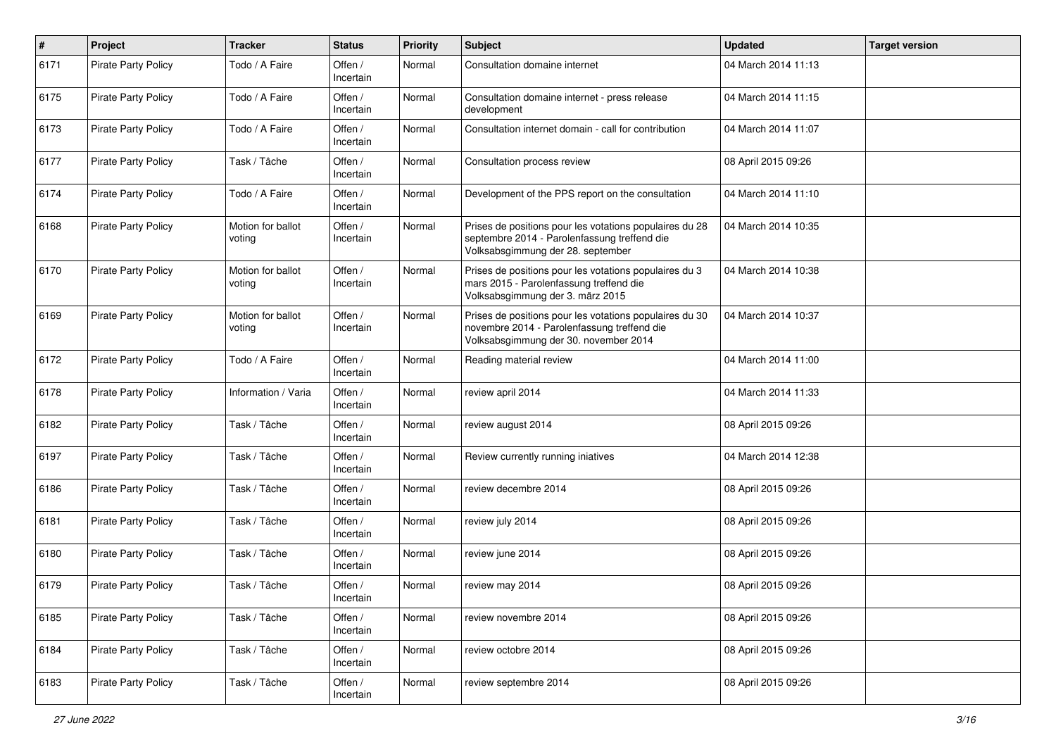| # | Project | Tracker | Status | Priority | Subject | Updated | Target version |
|---|---|---|---|---|---|---|---|
| 6171 | Pirate Party Policy | Todo / A Faire | Offen / Incertain | Normal | Consultation domaine internet | 04 March 2014 11:13 | |
| 6175 | Pirate Party Policy | Todo / A Faire | Offen / Incertain | Normal | Consultation domaine internet - press release development | 04 March 2014 11:15 | |
| 6173 | Pirate Party Policy | Todo / A Faire | Offen / Incertain | Normal | Consultation internet domain - call for contribution | 04 March 2014 11:07 | |
| 6177 | Pirate Party Policy | Task / Tâche | Offen / Incertain | Normal | Consultation process review | 08 April 2015 09:26 | |
| 6174 | Pirate Party Policy | Todo / A Faire | Offen / Incertain | Normal | Development of the PPS report on the consultation | 04 March 2014 11:10 | |
| 6168 | Pirate Party Policy | Motion for ballot voting | Offen / Incertain | Normal | Prises de positions pour les votations populaires du 28 septembre 2014 - Parolenfassung treffend die Volksabsgimmung der 28. september | 04 March 2014 10:35 | |
| 6170 | Pirate Party Policy | Motion for ballot voting | Offen / Incertain | Normal | Prises de positions pour les votations populaires du 3 mars 2015 - Parolenfassung treffend die Volksabsgimmung der 3. märz 2015 | 04 March 2014 10:38 | |
| 6169 | Pirate Party Policy | Motion for ballot voting | Offen / Incertain | Normal | Prises de positions pour les votations populaires du 30 novembre 2014 - Parolenfassung treffend die Volksabsgimmung der 30. november 2014 | 04 March 2014 10:37 | |
| 6172 | Pirate Party Policy | Todo / A Faire | Offen / Incertain | Normal | Reading material review | 04 March 2014 11:00 | |
| 6178 | Pirate Party Policy | Information / Varia | Offen / Incertain | Normal | review april 2014 | 04 March 2014 11:33 | |
| 6182 | Pirate Party Policy | Task / Tâche | Offen / Incertain | Normal | review august 2014 | 08 April 2015 09:26 | |
| 6197 | Pirate Party Policy | Task / Tâche | Offen / Incertain | Normal | Review currently running iniatives | 04 March 2014 12:38 | |
| 6186 | Pirate Party Policy | Task / Tâche | Offen / Incertain | Normal | review decembre 2014 | 08 April 2015 09:26 | |
| 6181 | Pirate Party Policy | Task / Tâche | Offen / Incertain | Normal | review july 2014 | 08 April 2015 09:26 | |
| 6180 | Pirate Party Policy | Task / Tâche | Offen / Incertain | Normal | review june 2014 | 08 April 2015 09:26 | |
| 6179 | Pirate Party Policy | Task / Tâche | Offen / Incertain | Normal | review may 2014 | 08 April 2015 09:26 | |
| 6185 | Pirate Party Policy | Task / Tâche | Offen / Incertain | Normal | review novembre 2014 | 08 April 2015 09:26 | |
| 6184 | Pirate Party Policy | Task / Tâche | Offen / Incertain | Normal | review octobre 2014 | 08 April 2015 09:26 | |
| 6183 | Pirate Party Policy | Task / Tâche | Offen / Incertain | Normal | review septembre 2014 | 08 April 2015 09:26 | |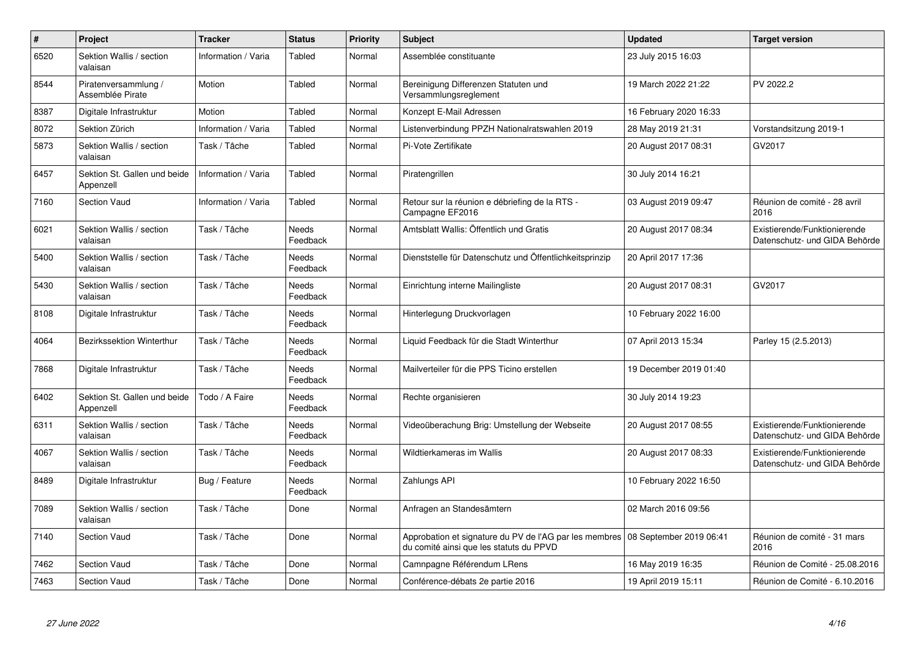| # | Project | Tracker | Status | Priority | Subject | Updated | Target version |
|---|---|---|---|---|---|---|---|
| 6520 | Sektion Wallis / section valaisan | Information / Varia | Tabled | Normal | Assemblée constituante | 23 July 2015 16:03 | |
| 8544 | Piratenversammlung / Assemblée Pirate | Motion | Tabled | Normal | Bereinigung Differenzen Statuten und Versammlungsreglement | 19 March 2022 21:22 | PV 2022.2 |
| 8387 | Digitale Infrastruktur | Motion | Tabled | Normal | Konzept E-Mail Adressen | 16 February 2020 16:33 | |
| 8072 | Sektion Zürich | Information / Varia | Tabled | Normal | Listenverbindung PPZH Nationalratswahlen 2019 | 28 May 2019 21:31 | Vorstandsitzung 2019-1 |
| 5873 | Sektion Wallis / section valaisan | Task / Tâche | Tabled | Normal | Pi-Vote Zertifikate | 20 August 2017 08:31 | GV2017 |
| 6457 | Sektion St. Gallen und beide Appenzell | Information / Varia | Tabled | Normal | Piratengrillen | 30 July 2014 16:21 | |
| 7160 | Section Vaud | Information / Varia | Tabled | Normal | Retour sur la réunion e débriefing de la RTS - Campagne EF2016 | 03 August 2019 09:47 | Réunion de comité - 28 avril 2016 |
| 6021 | Sektion Wallis / section valaisan | Task / Tâche | Needs Feedback | Normal | Amtsblatt Wallis: Öffentlich und Gratis | 20 August 2017 08:34 | Existierende/Funktionierende Datenschutz- und GIDA Behörde |
| 5400 | Sektion Wallis / section valaisan | Task / Tâche | Needs Feedback | Normal | Dienststelle für Datenschutz und Öffentlichkeitsprinzip | 20 April 2017 17:36 | |
| 5430 | Sektion Wallis / section valaisan | Task / Tâche | Needs Feedback | Normal | Einrichtung interne Mailingliste | 20 August 2017 08:31 | GV2017 |
| 8108 | Digitale Infrastruktur | Task / Tâche | Needs Feedback | Normal | Hinterlegung Druckvorlagen | 10 February 2022 16:00 | |
| 4064 | Bezirkssektion Winterthur | Task / Tâche | Needs Feedback | Normal | Liquid Feedback für die Stadt Winterthur | 07 April 2013 15:34 | Parley 15 (2.5.2013) |
| 7868 | Digitale Infrastruktur | Task / Tâche | Needs Feedback | Normal | Mailverteiler für die PPS Ticino erstellen | 19 December 2019 01:40 | |
| 6402 | Sektion St. Gallen und beide Appenzell | Todo / A Faire | Needs Feedback | Normal | Rechte organisieren | 30 July 2014 19:23 | |
| 6311 | Sektion Wallis / section valaisan | Task / Tâche | Needs Feedback | Normal | Videoüberachung Brig: Umstellung der Webseite | 20 August 2017 08:55 | Existierende/Funktionierende Datenschutz- und GIDA Behörde |
| 4067 | Sektion Wallis / section valaisan | Task / Tâche | Needs Feedback | Normal | Wildtierkameras im Wallis | 20 August 2017 08:33 | Existierende/Funktionierende Datenschutz- und GIDA Behörde |
| 8489 | Digitale Infrastruktur | Bug / Feature | Needs Feedback | Normal | Zahlungs API | 10 February 2022 16:50 | |
| 7089 | Sektion Wallis / section valaisan | Task / Tâche | Done | Normal | Anfragen an Standesämtern | 02 March 2016 09:56 | |
| 7140 | Section Vaud | Task / Tâche | Done | Normal | Approbation et signature du PV de l'AG par les membres du comité ainsi que les statuts du PPVD | 08 September 2019 06:41 | Réunion de comité - 31 mars 2016 |
| 7462 | Section Vaud | Task / Tâche | Done | Normal | Camnpagne Référendum LRens | 16 May 2019 16:35 | Réunion de Comité - 25.08.2016 |
| 7463 | Section Vaud | Task / Tâche | Done | Normal | Conférence-débats 2e partie 2016 | 19 April 2019 15:11 | Réunion de Comité - 6.10.2016 |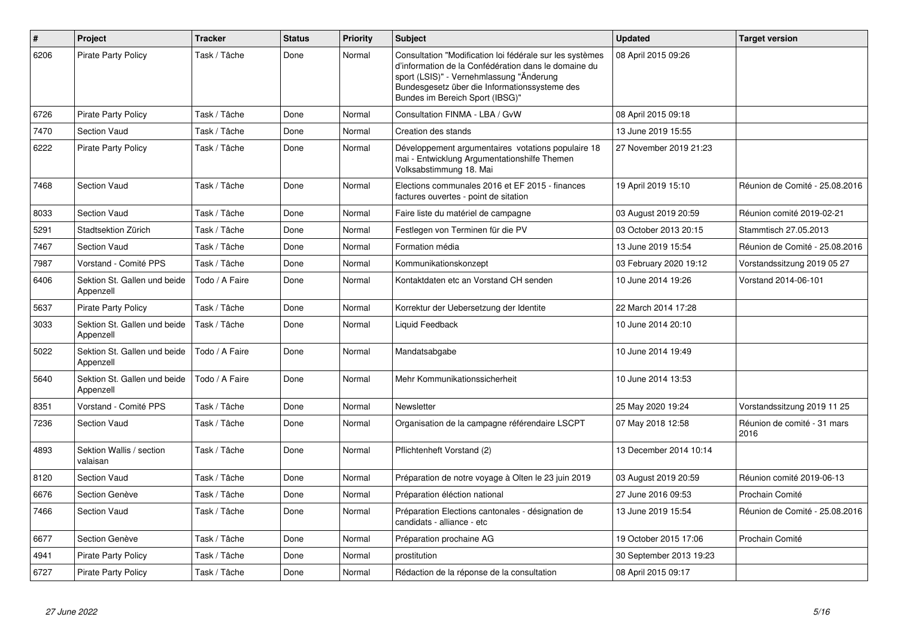| # | Project | Tracker | Status | Priority | Subject | Updated | Target version |
|---|---|---|---|---|---|---|---|
| 6206 | Pirate Party Policy | Task / Tâche | Done | Normal | Consultation "Modification loi fédérale sur les systèmes d'information de la Confédération dans le domaine du sport (LSIS)" - Vernehmlassung "Änderung Bundesgesetz über die Informationssysteme des Bundes im Bereich Sport (IBSG)" | 08 April 2015 09:26 | |
| 6726 | Pirate Party Policy | Task / Tâche | Done | Normal | Consultation FINMA - LBA / GvW | 08 April 2015 09:18 | |
| 7470 | Section Vaud | Task / Tâche | Done | Normal | Creation des stands | 13 June 2019 15:55 | |
| 6222 | Pirate Party Policy | Task / Tâche | Done | Normal | Développement argumentaires votations populaire 18 mai - Entwicklung Argumentationshilfe Themen Volksabstimmung 18. Mai | 27 November 2019 21:23 | |
| 7468 | Section Vaud | Task / Tâche | Done | Normal | Elections communales 2016 et EF 2015 - finances factures ouvertes - point de sitation | 19 April 2019 15:10 | Réunion de Comité - 25.08.2016 |
| 8033 | Section Vaud | Task / Tâche | Done | Normal | Faire liste du matériel de campagne | 03 August 2019 20:59 | Réunion comité 2019-02-21 |
| 5291 | Stadtsektion Zürich | Task / Tâche | Done | Normal | Festlegen von Terminen für die PV | 03 October 2013 20:15 | Stammtisch 27.05.2013 |
| 7467 | Section Vaud | Task / Tâche | Done | Normal | Formation média | 13 June 2019 15:54 | Réunion de Comité - 25.08.2016 |
| 7987 | Vorstand - Comité PPS | Task / Tâche | Done | Normal | Kommunikationskonzept | 03 February 2020 19:12 | Vorstandssitzung 2019 05 27 |
| 6406 | Sektion St. Gallen und beide Appenzell | Todo / A Faire | Done | Normal | Kontaktdaten etc an Vorstand CH senden | 10 June 2014 19:26 | Vorstand 2014-06-101 |
| 5637 | Pirate Party Policy | Task / Tâche | Done | Normal | Korrektur der Uebersetzung der Identite | 22 March 2014 17:28 | |
| 3033 | Sektion St. Gallen und beide Appenzell | Task / Tâche | Done | Normal | Liquid Feedback | 10 June 2014 20:10 | |
| 5022 | Sektion St. Gallen und beide Appenzell | Todo / A Faire | Done | Normal | Mandatsabgabe | 10 June 2014 19:49 | |
| 5640 | Sektion St. Gallen und beide Appenzell | Todo / A Faire | Done | Normal | Mehr Kommunikationssicherheit | 10 June 2014 13:53 | |
| 8351 | Vorstand - Comité PPS | Task / Tâche | Done | Normal | Newsletter | 25 May 2020 19:24 | Vorstandssitzung 2019 11 25 |
| 7236 | Section Vaud | Task / Tâche | Done | Normal | Organisation de la campagne référendaire LSCPT | 07 May 2018 12:58 | Réunion de comité - 31 mars 2016 |
| 4893 | Sektion Wallis / section valaisan | Task / Tâche | Done | Normal | Pflichtenheft Vorstand (2) | 13 December 2014 10:14 | |
| 8120 | Section Vaud | Task / Tâche | Done | Normal | Préparation de notre voyage à Olten le 23 juin 2019 | 03 August 2019 20:59 | Réunion comité 2019-06-13 |
| 6676 | Section Genève | Task / Tâche | Done | Normal | Préparation éléction national | 27 June 2016 09:53 | Prochain Comité |
| 7466 | Section Vaud | Task / Tâche | Done | Normal | Préparation Elections cantonales - désignation de candidats - alliance - etc | 13 June 2019 15:54 | Réunion de Comité - 25.08.2016 |
| 6677 | Section Genève | Task / Tâche | Done | Normal | Préparation prochaine AG | 19 October 2015 17:06 | Prochain Comité |
| 4941 | Pirate Party Policy | Task / Tâche | Done | Normal | prostitution | 30 September 2013 19:23 | |
| 6727 | Pirate Party Policy | Task / Tâche | Done | Normal | Rédaction de la réponse de la consultation | 08 April 2015 09:17 | |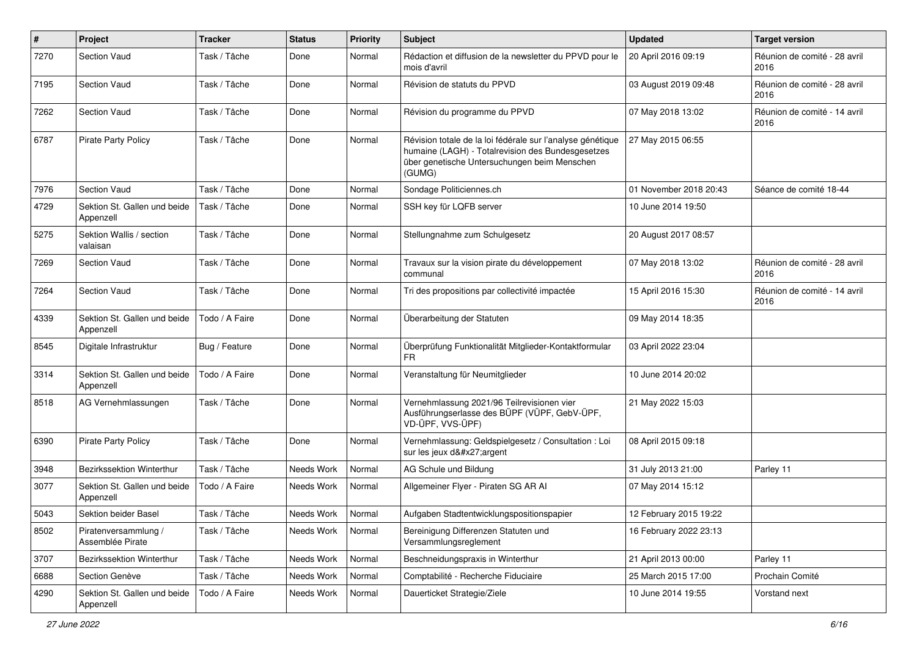| # | Project | Tracker | Status | Priority | Subject | Updated | Target version |
|---|---|---|---|---|---|---|---|
| 7270 | Section Vaud | Task / Tâche | Done | Normal | Rédaction et diffusion de la newsletter du PPVD pour le mois d'avril | 20 April 2016 09:19 | Réunion de comité - 28 avril 2016 |
| 7195 | Section Vaud | Task / Tâche | Done | Normal | Révision de statuts du PPVD | 03 August 2019 09:48 | Réunion de comité - 28 avril 2016 |
| 7262 | Section Vaud | Task / Tâche | Done | Normal | Révision du programme du PPVD | 07 May 2018 13:02 | Réunion de comité - 14 avril 2016 |
| 6787 | Pirate Party Policy | Task / Tâche | Done | Normal | Révision totale de la loi fédérale sur l'analyse génétique humaine (LAGH) - Totalrevision des Bundesgesetzes über genetische Untersuchungen beim Menschen (GUMG) | 27 May 2015 06:55 | |
| 7976 | Section Vaud | Task / Tâche | Done | Normal | Sondage Politiciennes.ch | 01 November 2018 20:43 | Séance de comité 18-44 |
| 4729 | Sektion St. Gallen und beide Appenzell | Task / Tâche | Done | Normal | SSH key für LQFB server | 10 June 2014 19:50 | |
| 5275 | Sektion Wallis / section valaisan | Task / Tâche | Done | Normal | Stellungnahme zum Schulgesetz | 20 August 2017 08:57 | |
| 7269 | Section Vaud | Task / Tâche | Done | Normal | Travaux sur la vision pirate du développement communal | 07 May 2018 13:02 | Réunion de comité - 28 avril 2016 |
| 7264 | Section Vaud | Task / Tâche | Done | Normal | Tri des propositions par collectivité impactée | 15 April 2016 15:30 | Réunion de comité - 14 avril 2016 |
| 4339 | Sektion St. Gallen und beide Appenzell | Todo / A Faire | Done | Normal | Überarbeitung der Statuten | 09 May 2014 18:35 | |
| 8545 | Digitale Infrastruktur | Bug / Feature | Done | Normal | Überprüfung Funktionalität Mitglieder-Kontaktformular FR | 03 April 2022 23:04 | |
| 3314 | Sektion St. Gallen und beide Appenzell | Todo / A Faire | Done | Normal | Veranstaltung für Neumitglieder | 10 June 2014 20:02 | |
| 8518 | AG Vernehmlassungen | Task / Tâche | Done | Normal | Vernehmlassung 2021/96 Teilrevisionen vier Ausführungserlasse des BÜPF (VÜPF, GebV-ÜPF, VD-ÜPF, VVS-ÜPF) | 21 May 2022 15:03 | |
| 6390 | Pirate Party Policy | Task / Tâche | Done | Normal | Vernehmlassung: Geldspielgesetz / Consultation : Loi sur les jeux d&#x27;argent | 08 April 2015 09:18 | |
| 3948 | Bezirkssektion Winterthur | Task / Tâche | Needs Work | Normal | AG Schule und Bildung | 31 July 2013 21:00 | Parley 11 |
| 3077 | Sektion St. Gallen und beide Appenzell | Todo / A Faire | Needs Work | Normal | Allgemeiner Flyer - Piraten SG AR AI | 07 May 2014 15:12 | |
| 5043 | Sektion beider Basel | Task / Tâche | Needs Work | Normal | Aufgaben Stadtentwicklungspositionspapier | 12 February 2015 19:22 | |
| 8502 | Piratenversammlung / Assemblée Pirate | Task / Tâche | Needs Work | Normal | Bereinigung Differenzen Statuten und Versammlungsreglement | 16 February 2022 23:13 | |
| 3707 | Bezirkssektion Winterthur | Task / Tâche | Needs Work | Normal | Beschneidungspraxis in Winterthur | 21 April 2013 00:00 | Parley 11 |
| 6688 | Section Genève | Task / Tâche | Needs Work | Normal | Comptabilité - Recherche Fiduciaire | 25 March 2015 17:00 | Prochain Comité |
| 4290 | Sektion St. Gallen und beide Appenzell | Todo / A Faire | Needs Work | Normal | Dauerticket Strategie/Ziele | 10 June 2014 19:55 | Vorstand next |

*27 June 2022*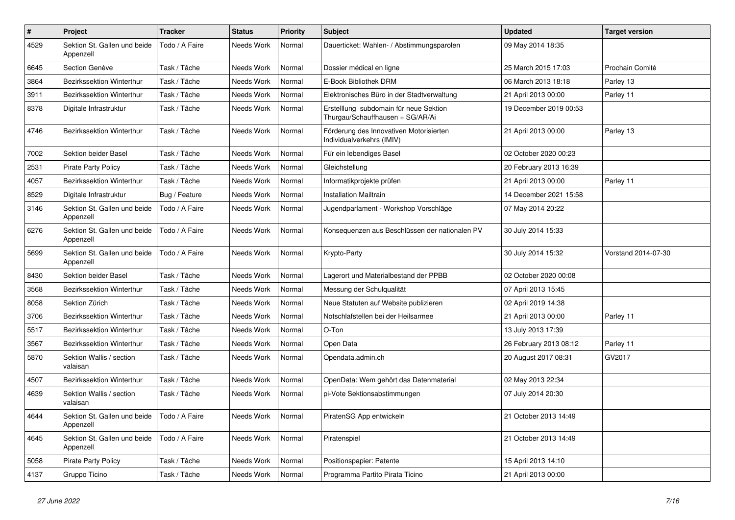| # | Project | Tracker | Status | Priority | Subject | Updated | Target version |
|---|---|---|---|---|---|---|---|
| 4529 | Sektion St. Gallen und beide Appenzell | Todo / A Faire | Needs Work | Normal | Dauerticket: Wahlen- / Abstimmungsparolen | 09 May 2014 18:35 | |
| 6645 | Section Genève | Task / Tâche | Needs Work | Normal | Dossier médical en ligne | 25 March 2015 17:03 | Prochain Comité |
| 3864 | Bezirkssektion Winterthur | Task / Tâche | Needs Work | Normal | E-Book Bibliothek DRM | 06 March 2013 18:18 | Parley 13 |
| 3911 | Bezirkssektion Winterthur | Task / Tâche | Needs Work | Normal | Elektronisches Büro in der Stadtverwaltung | 21 April 2013 00:00 | Parley 11 |
| 8378 | Digitale Infrastruktur | Task / Tâche | Needs Work | Normal | Erstelllung subdomain für neue Sektion Thurgau/Schauffhausen + SG/AR/Ai | 19 December 2019 00:53 | |
| 4746 | Bezirkssektion Winterthur | Task / Tâche | Needs Work | Normal | Förderung des Innovativen Motorisierten Individualverkehrs (IMIV) | 21 April 2013 00:00 | Parley 13 |
| 7002 | Sektion beider Basel | Task / Tâche | Needs Work | Normal | Für ein lebendiges Basel | 02 October 2020 00:23 | |
| 2531 | Pirate Party Policy | Task / Tâche | Needs Work | Normal | Gleichstellung | 20 February 2013 16:39 | |
| 4057 | Bezirkssektion Winterthur | Task / Tâche | Needs Work | Normal | Informatikprojekte prüfen | 21 April 2013 00:00 | Parley 11 |
| 8529 | Digitale Infrastruktur | Bug / Feature | Needs Work | Normal | Installation Mailtrain | 14 December 2021 15:58 | |
| 3146 | Sektion St. Gallen und beide Appenzell | Todo / A Faire | Needs Work | Normal | Jugendparlament - Workshop Vorschläge | 07 May 2014 20:22 | |
| 6276 | Sektion St. Gallen und beide Appenzell | Todo / A Faire | Needs Work | Normal | Konsequenzen aus Beschlüssen der nationalen PV | 30 July 2014 15:33 | |
| 5699 | Sektion St. Gallen und beide Appenzell | Todo / A Faire | Needs Work | Normal | Krypto-Party | 30 July 2014 15:32 | Vorstand 2014-07-30 |
| 8430 | Sektion beider Basel | Task / Tâche | Needs Work | Normal | Lagerort und Materialbestand der PPBB | 02 October 2020 00:08 | |
| 3568 | Bezirkssektion Winterthur | Task / Tâche | Needs Work | Normal | Messung der Schulqualität | 07 April 2013 15:45 | |
| 8058 | Sektion Zürich | Task / Tâche | Needs Work | Normal | Neue Statuten auf Website publizieren | 02 April 2019 14:38 | |
| 3706 | Bezirkssektion Winterthur | Task / Tâche | Needs Work | Normal | Notschlafstellen bei der Heilsarmee | 21 April 2013 00:00 | Parley 11 |
| 5517 | Bezirkssektion Winterthur | Task / Tâche | Needs Work | Normal | O-Ton | 13 July 2013 17:39 | |
| 3567 | Bezirkssektion Winterthur | Task / Tâche | Needs Work | Normal | Open Data | 26 February 2013 08:12 | Parley 11 |
| 5870 | Sektion Wallis / section valaisan | Task / Tâche | Needs Work | Normal | Opendata.admin.ch | 20 August 2017 08:31 | GV2017 |
| 4507 | Bezirkssektion Winterthur | Task / Tâche | Needs Work | Normal | OpenData: Wem gehört das Datenmaterial | 02 May 2013 22:34 | |
| 4639 | Sektion Wallis / section valaisan | Task / Tâche | Needs Work | Normal | pi-Vote Sektionsabstimmungen | 07 July 2014 20:30 | |
| 4644 | Sektion St. Gallen und beide Appenzell | Todo / A Faire | Needs Work | Normal | PiratenSG App entwickeln | 21 October 2013 14:49 | |
| 4645 | Sektion St. Gallen und beide Appenzell | Todo / A Faire | Needs Work | Normal | Piratenspiel | 21 October 2013 14:49 | |
| 5058 | Pirate Party Policy | Task / Tâche | Needs Work | Normal | Positionspapier: Patente | 15 April 2013 14:10 | |
| 4137 | Gruppo Ticino | Task / Tâche | Needs Work | Normal | Programma Partito Pirata Ticino | 21 April 2013 00:00 | |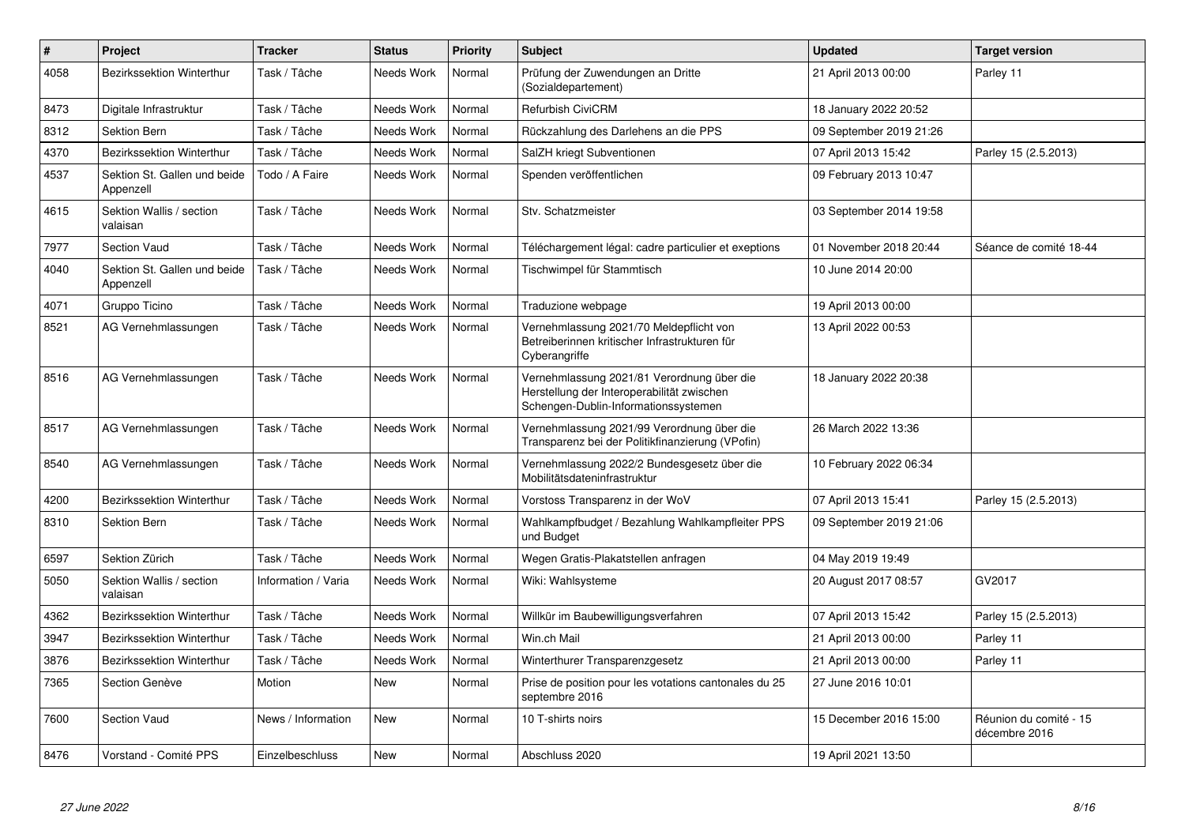| # | Project | Tracker | Status | Priority | Subject | Updated | Target version |
|---|---|---|---|---|---|---|---|
| 4058 | Bezirkssektion Winterthur | Task / Tâche | Needs Work | Normal | Prüfung der Zuwendungen an Dritte (Sozialdepartement) | 21 April 2013 00:00 | Parley 11 |
| 8473 | Digitale Infrastruktur | Task / Tâche | Needs Work | Normal | Refurbish CiviCRM | 18 January 2022 20:52 | |
| 8312 | Sektion Bern | Task / Tâche | Needs Work | Normal | Rückzahlung des Darlehens an die PPS | 09 September 2019 21:26 | |
| 4370 | Bezirkssektion Winterthur | Task / Tâche | Needs Work | Normal | SalZH kriegt Subventionen | 07 April 2013 15:42 | Parley 15 (2.5.2013) |
| 4537 | Sektion St. Gallen und beide Appenzell | Todo / A Faire | Needs Work | Normal | Spenden veröffentlichen | 09 February 2013 10:47 | |
| 4615 | Sektion Wallis / section valaisan | Task / Tâche | Needs Work | Normal | Stv. Schatzmeister | 03 September 2014 19:58 | |
| 7977 | Section Vaud | Task / Tâche | Needs Work | Normal | Téléchargement légal: cadre particulier et exeptions | 01 November 2018 20:44 | Séance de comité 18-44 |
| 4040 | Sektion St. Gallen und beide Appenzell | Task / Tâche | Needs Work | Normal | Tischwimpel für Stammtisch | 10 June 2014 20:00 | |
| 4071 | Gruppo Ticino | Task / Tâche | Needs Work | Normal | Traduzione webpage | 19 April 2013 00:00 | |
| 8521 | AG Vernehmlassungen | Task / Tâche | Needs Work | Normal | Vernehmlassung 2021/70 Meldepflicht von Betreiberinnen kritischer Infrastrukturen für Cyberangriffe | 13 April 2022 00:53 | |
| 8516 | AG Vernehmlassungen | Task / Tâche | Needs Work | Normal | Vernehmlassung 2021/81 Verordnung über die Herstellung der Interoperabilität zwischen Schengen-Dublin-Informationssystemen | 18 January 2022 20:38 | |
| 8517 | AG Vernehmlassungen | Task / Tâche | Needs Work | Normal | Vernehmlassung 2021/99 Verordnung über die Transparenz bei der Politikfinanzierung (VPofin) | 26 March 2022 13:36 | |
| 8540 | AG Vernehmlassungen | Task / Tâche | Needs Work | Normal | Vernehmlassung 2022/2 Bundesgesetz über die Mobilitätsdateninfrastruktur | 10 February 2022 06:34 | |
| 4200 | Bezirkssektion Winterthur | Task / Tâche | Needs Work | Normal | Vorstoss Transparenz in der WoV | 07 April 2013 15:41 | Parley 15 (2.5.2013) |
| 8310 | Sektion Bern | Task / Tâche | Needs Work | Normal | Wahlkampfbudget / Bezahlung Wahlkampfleiter PPS und Budget | 09 September 2019 21:06 | |
| 6597 | Sektion Zürich | Task / Tâche | Needs Work | Normal | Wegen Gratis-Plakatstellen anfragen | 04 May 2019 19:49 | |
| 5050 | Sektion Wallis / section valaisan | Information / Varia | Needs Work | Normal | Wiki: Wahlsysteme | 20 August 2017 08:57 | GV2017 |
| 4362 | Bezirkssektion Winterthur | Task / Tâche | Needs Work | Normal | Willkür im Baubewilligungsverfahren | 07 April 2013 15:42 | Parley 15 (2.5.2013) |
| 3947 | Bezirkssektion Winterthur | Task / Tâche | Needs Work | Normal | Win.ch Mail | 21 April 2013 00:00 | Parley 11 |
| 3876 | Bezirkssektion Winterthur | Task / Tâche | Needs Work | Normal | Winterthurer Transparenzgesetz | 21 April 2013 00:00 | Parley 11 |
| 7365 | Section Genève | Motion | New | Normal | Prise de position pour les votations cantonales du 25 septembre 2016 | 27 June 2016 10:01 | |
| 7600 | Section Vaud | News / Information | New | Normal | 10 T-shirts noirs | 15 December 2016 15:00 | Réunion du comité - 15 décembre 2016 |
| 8476 | Vorstand - Comité PPS | Einzelbeschluss | New | Normal | Abschluss 2020 | 19 April 2021 13:50 | |

*27 June 2022*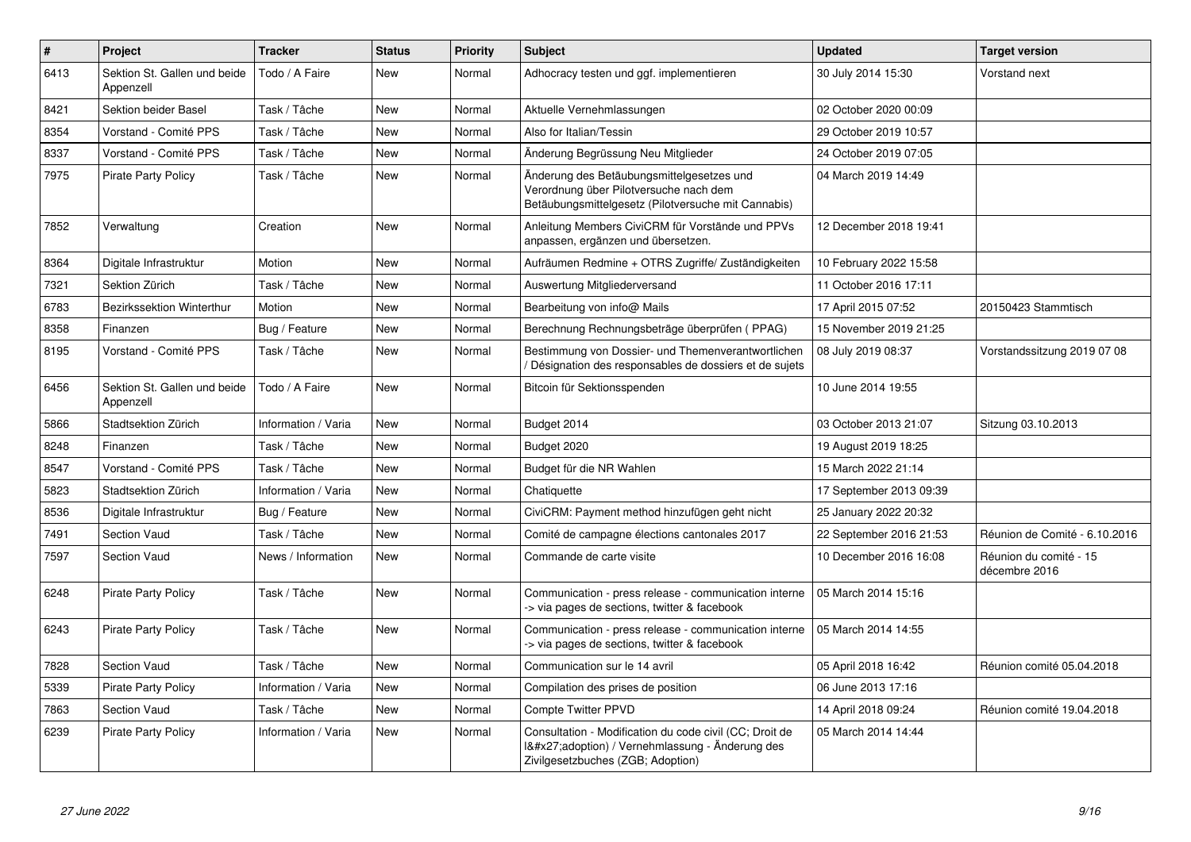| # | Project | Tracker | Status | Priority | Subject | Updated | Target version |
|---|---|---|---|---|---|---|---|
| 6413 | Sektion St. Gallen und beide Appenzell | Todo / A Faire | New | Normal | Adhocracy testen und ggf. implementieren | 30 July 2014 15:30 | Vorstand next |
| 8421 | Sektion beider Basel | Task / Tâche | New | Normal | Aktuelle Vernehmlassungen | 02 October 2020 00:09 | |
| 8354 | Vorstand - Comité PPS | Task / Tâche | New | Normal | Also for Italian/Tessin | 29 October 2019 10:57 | |
| 8337 | Vorstand - Comité PPS | Task / Tâche | New | Normal | Änderung Begrüssung Neu Mitglieder | 24 October 2019 07:05 | |
| 7975 | Pirate Party Policy | Task / Tâche | New | Normal | Änderung des Betäubungsmittelgesetzes und Verordnung über Pilotversuche nach dem Betäubungsmittelgesetz (Pilotversuche mit Cannabis) | 04 March 2019 14:49 | |
| 7852 | Verwaltung | Creation | New | Normal | Anleitung Members CiviCRM für Vorstände und PPVs anpassen, ergänzen und übersetzen. | 12 December 2018 19:41 | |
| 8364 | Digitale Infrastruktur | Motion | New | Normal | Aufräumen Redmine + OTRS Zugriffe/ Zuständigkeiten | 10 February 2022 15:58 | |
| 7321 | Sektion Zürich | Task / Tâche | New | Normal | Auswertung Mitgliederversand | 11 October 2016 17:11 | |
| 6783 | Bezirkssektion Winterthur | Motion | New | Normal | Bearbeitung von info@ Mails | 17 April 2015 07:52 | 20150423 Stammtisch |
| 8358 | Finanzen | Bug / Feature | New | Normal | Berechnung Rechnungsbeträge überprüfen ( PPAG) | 15 November 2019 21:25 | |
| 8195 | Vorstand - Comité PPS | Task / Tâche | New | Normal | Bestimmung von Dossier- und Themenverantwortlichen / Désignation des responsables de dossiers et de sujets | 08 July 2019 08:37 | Vorstandssitzung 2019 07 08 |
| 6456 | Sektion St. Gallen und beide Appenzell | Todo / A Faire | New | Normal | Bitcoin für Sektionsspenden | 10 June 2014 19:55 | |
| 5866 | Stadtsektion Zürich | Information / Varia | New | Normal | Budget 2014 | 03 October 2013 21:07 | Sitzung 03.10.2013 |
| 8248 | Finanzen | Task / Tâche | New | Normal | Budget 2020 | 19 August 2019 18:25 | |
| 8547 | Vorstand - Comité PPS | Task / Tâche | New | Normal | Budget für die NR Wahlen | 15 March 2022 21:14 | |
| 5823 | Stadtsektion Zürich | Information / Varia | New | Normal | Chatiquette | 17 September 2013 09:39 | |
| 8536 | Digitale Infrastruktur | Bug / Feature | New | Normal | CiviCRM: Payment method hinzufügen geht nicht | 25 January 2022 20:32 | |
| 7491 | Section Vaud | Task / Tâche | New | Normal | Comité de campagne élections cantonales 2017 | 22 September 2016 21:53 | Réunion de Comité - 6.10.2016 |
| 7597 | Section Vaud | News / Information | New | Normal | Commande de carte visite | 10 December 2016 16:08 | Réunion du comité - 15 décembre 2016 |
| 6248 | Pirate Party Policy | Task / Tâche | New | Normal | Communication - press release - communication interne -> via pages de sections, twitter & facebook | 05 March 2014 15:16 | |
| 6243 | Pirate Party Policy | Task / Tâche | New | Normal | Communication - press release - communication interne -> via pages de sections, twitter & facebook | 05 March 2014 14:55 | |
| 7828 | Section Vaud | Task / Tâche | New | Normal | Communication sur le 14 avril | 05 April 2018 16:42 | Réunion comité 05.04.2018 |
| 5339 | Pirate Party Policy | Information / Varia | New | Normal | Compilation des prises de position | 06 June 2013 17:16 | |
| 7863 | Section Vaud | Task / Tâche | New | Normal | Compte Twitter PPVD | 14 April 2018 09:24 | Réunion comité 19.04.2018 |
| 6239 | Pirate Party Policy | Information / Varia | New | Normal | Consultation - Modification du code civil (CC; Droit de l&#x27;adoption) / Vernehmlassung - Änderung des Zivilgesetzbuches (ZGB; Adoption) | 05 March 2014 14:44 | |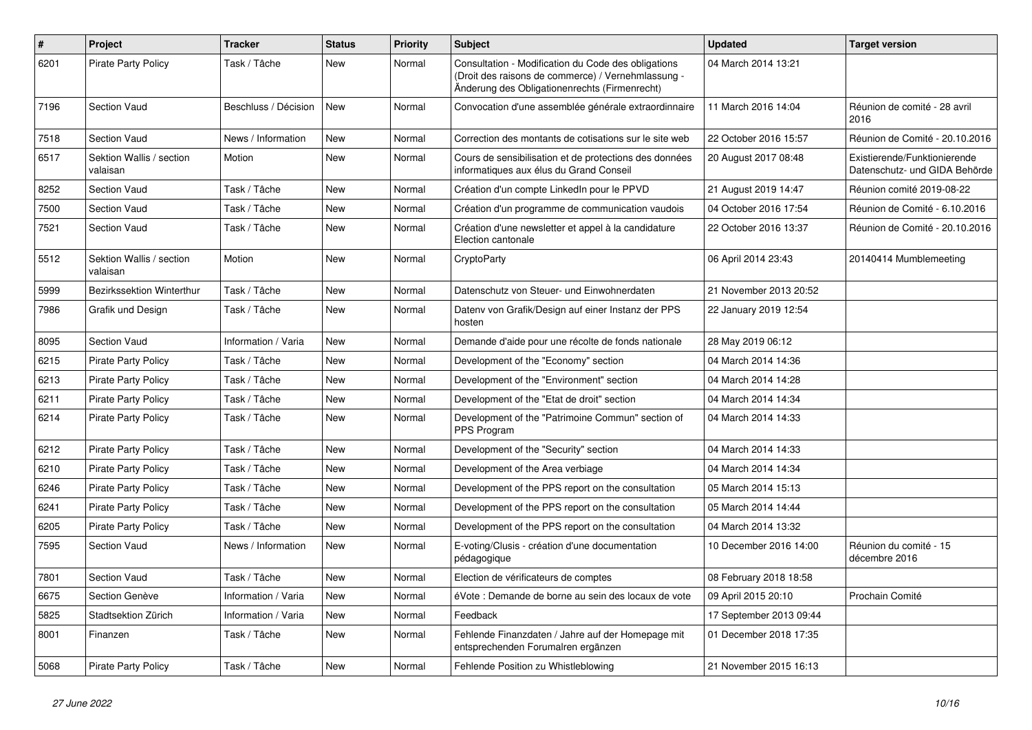| # | Project | Tracker | Status | Priority | Subject | Updated | Target version |
|---|---|---|---|---|---|---|---|
| 6201 | Pirate Party Policy | Task / Tâche | New | Normal | Consultation - Modification du Code des obligations (Droit des raisons de commerce) / Vernehmlassung - Änderung des Obligationenrechts (Firmenrecht) | 04 March 2014 13:21 | |
| 7196 | Section Vaud | Beschluss / Décision | New | Normal | Convocation d'une assemblée générale extraordinaire | 11 March 2016 14:04 | Réunion de comité - 28 avril 2016 |
| 7518 | Section Vaud | News / Information | New | Normal | Correction des montants de cotisations sur le site web | 22 October 2016 15:57 | Réunion de Comité - 20.10.2016 |
| 6517 | Sektion Wallis / section valaisan | Motion | New | Normal | Cours de sensibilisation et de protections des données informatiques aux élus du Grand Conseil | 20 August 2017 08:48 | Existierende/Funktionierende Datenschutz- und GIDA Behörde |
| 8252 | Section Vaud | Task / Tâche | New | Normal | Création d'un compte LinkedIn pour le PPVD | 21 August 2019 14:47 | Réunion comité 2019-08-22 |
| 7500 | Section Vaud | Task / Tâche | New | Normal | Création d'un programme de communication vaudois | 04 October 2016 17:54 | Réunion de Comité - 6.10.2016 |
| 7521 | Section Vaud | Task / Tâche | New | Normal | Création d'une newsletter et appel à la candidature Election cantonale | 22 October 2016 13:37 | Réunion de Comité - 20.10.2016 |
| 5512 | Sektion Wallis / section valaisan | Motion | New | Normal | CryptoParty | 06 April 2014 23:43 | 20140414 Mumblemeeting |
| 5999 | Bezirkssektion Winterthur | Task / Tâche | New | Normal | Datenschutz von Steuer- und Einwohnerdaten | 21 November 2013 20:52 | |
| 7986 | Grafik und Design | Task / Tâche | New | Normal | Datenv von Grafik/Design auf einer Instanz der PPS hosten | 22 January 2019 12:54 | |
| 8095 | Section Vaud | Information / Varia | New | Normal | Demande d'aide pour une récolte de fonds nationale | 28 May 2019 06:12 | |
| 6215 | Pirate Party Policy | Task / Tâche | New | Normal | Development of the "Economy" section | 04 March 2014 14:36 | |
| 6213 | Pirate Party Policy | Task / Tâche | New | Normal | Development of the "Environment" section | 04 March 2014 14:28 | |
| 6211 | Pirate Party Policy | Task / Tâche | New | Normal | Development of the "Etat de droit" section | 04 March 2014 14:34 | |
| 6214 | Pirate Party Policy | Task / Tâche | New | Normal | Development of the "Patrimoine Commun" section of PPS Program | 04 March 2014 14:33 | |
| 6212 | Pirate Party Policy | Task / Tâche | New | Normal | Development of the "Security" section | 04 March 2014 14:33 | |
| 6210 | Pirate Party Policy | Task / Tâche | New | Normal | Development of the Area verbiage | 04 March 2014 14:34 | |
| 6246 | Pirate Party Policy | Task / Tâche | New | Normal | Development of the PPS report on the consultation | 05 March 2014 15:13 | |
| 6241 | Pirate Party Policy | Task / Tâche | New | Normal | Development of the PPS report on the consultation | 05 March 2014 14:44 | |
| 6205 | Pirate Party Policy | Task / Tâche | New | Normal | Development of the PPS report on the consultation | 04 March 2014 13:32 | |
| 7595 | Section Vaud | News / Information | New | Normal | E-voting/Clusis - création d'une documentation pédagogique | 10 December 2016 14:00 | Réunion du comité - 15 décembre 2016 |
| 7801 | Section Vaud | Task / Tâche | New | Normal | Election de vérificateurs de comptes | 08 February 2018 18:58 | |
| 6675 | Section Genève | Information / Varia | New | Normal | éVote : Demande de borne au sein des locaux de vote | 09 April 2015 20:10 | Prochain Comité |
| 5825 | Stadtsektion Zürich | Information / Varia | New | Normal | Feedback | 17 September 2013 09:44 | |
| 8001 | Finanzen | Task / Tâche | New | Normal | Fehlende Finanzdaten / Jahre auf der Homepage mit entsprechenden Forumalren ergänzen | 01 December 2018 17:35 | |
| 5068 | Pirate Party Policy | Task / Tâche | New | Normal | Fehlende Position zu Whistleblowing | 21 November 2015 16:13 | |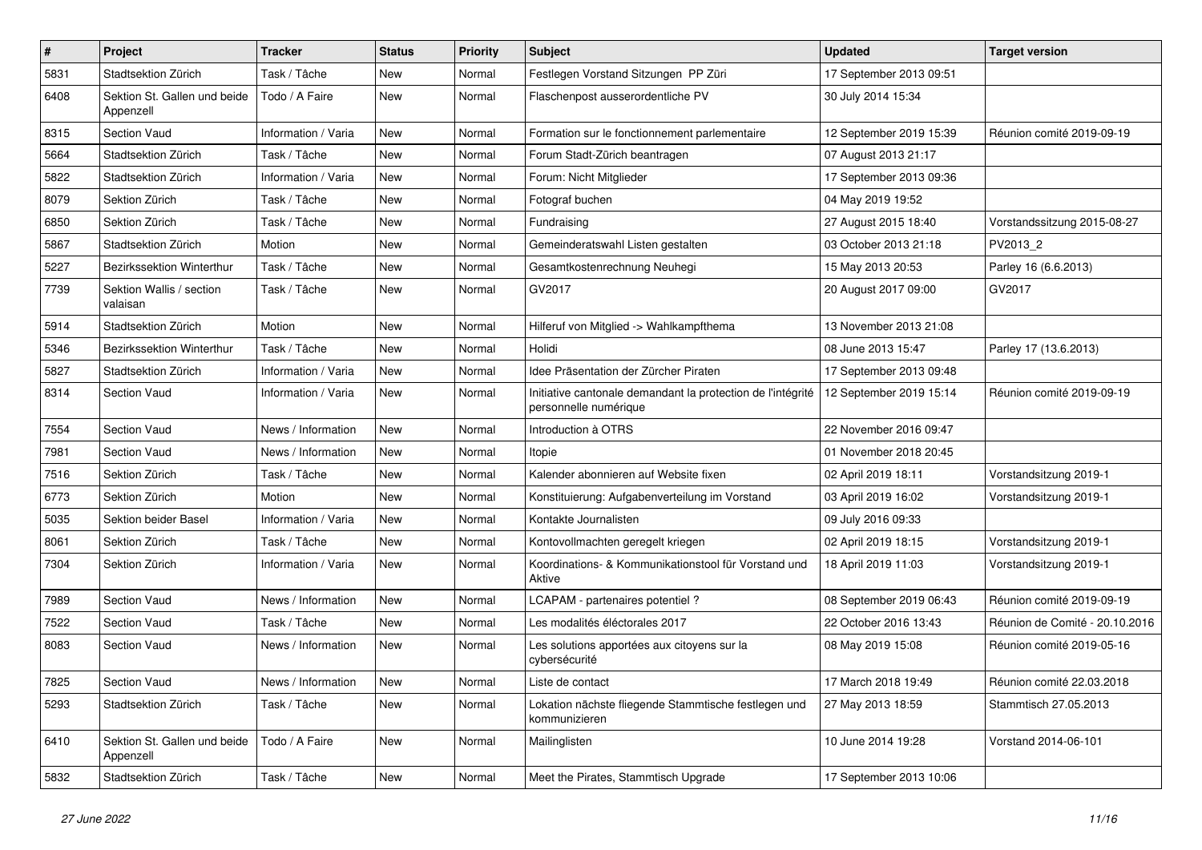| # | Project | Tracker | Status | Priority | Subject | Updated | Target version |
|---|---|---|---|---|---|---|---|
| 5831 | Stadtsektion Zürich | Task / Tâche | New | Normal | Festlegen Vorstand Sitzungen PP Züri | 17 September 2013 09:51 | |
| 6408 | Sektion St. Gallen und beide Appenzell | Todo / A Faire | New | Normal | Flaschenpost ausserordentliche PV | 30 July 2014 15:34 | |
| 8315 | Section Vaud | Information / Varia | New | Normal | Formation sur le fonctionnement parlementaire | 12 September 2019 15:39 | Réunion comité 2019-09-19 |
| 5664 | Stadtsektion Zürich | Task / Tâche | New | Normal | Forum Stadt-Zürich beantragen | 07 August 2013 21:17 | |
| 5822 | Stadtsektion Zürich | Information / Varia | New | Normal | Forum: Nicht Mitglieder | 17 September 2013 09:36 | |
| 8079 | Sektion Zürich | Task / Tâche | New | Normal | Fotograf buchen | 04 May 2019 19:52 | |
| 6850 | Sektion Zürich | Task / Tâche | New | Normal | Fundraising | 27 August 2015 18:40 | Vorstandssitzung 2015-08-27 |
| 5867 | Stadtsektion Zürich | Motion | New | Normal | Gemeinderatswahl Listen gestalten | 03 October 2013 21:18 | PV2013_2 |
| 5227 | Bezirkssektion Winterthur | Task / Tâche | New | Normal | Gesamtkostenrechnung Neuhegi | 15 May 2013 20:53 | Parley 16 (6.6.2013) |
| 7739 | Sektion Wallis / section valaisan | Task / Tâche | New | Normal | GV2017 | 20 August 2017 09:00 | GV2017 |
| 5914 | Stadtsektion Zürich | Motion | New | Normal | Hilferuf von Mitglied -> Wahlkampfthema | 13 November 2013 21:08 | |
| 5346 | Bezirkssektion Winterthur | Task / Tâche | New | Normal | Holidi | 08 June 2013 15:47 | Parley 17 (13.6.2013) |
| 5827 | Stadtsektion Zürich | Information / Varia | New | Normal | Idee Präsentation der Zürcher Piraten | 17 September 2013 09:48 | |
| 8314 | Section Vaud | Information / Varia | New | Normal | Initiative cantonale demandant la protection de l'intégrité personnelle numérique | 12 September 2019 15:14 | Réunion comité 2019-09-19 |
| 7554 | Section Vaud | News / Information | New | Normal | Introduction à OTRS | 22 November 2016 09:47 | |
| 7981 | Section Vaud | News / Information | New | Normal | Itopie | 01 November 2018 20:45 | |
| 7516 | Sektion Zürich | Task / Tâche | New | Normal | Kalender abonnieren auf Website fixen | 02 April 2019 18:11 | Vorstandsitzung 2019-1 |
| 6773 | Sektion Zürich | Motion | New | Normal | Konstituierung: Aufgabenverteilung im Vorstand | 03 April 2019 16:02 | Vorstandsitzung 2019-1 |
| 5035 | Sektion beider Basel | Information / Varia | New | Normal | Kontakte Journalisten | 09 July 2016 09:33 | |
| 8061 | Sektion Zürich | Task / Tâche | New | Normal | Kontovollmachten geregelt kriegen | 02 April 2019 18:15 | Vorstandsitzung 2019-1 |
| 7304 | Sektion Zürich | Information / Varia | New | Normal | Koordinations- & Kommunikationstool für Vorstand und Aktive | 18 April 2019 11:03 | Vorstandsitzung 2019-1 |
| 7989 | Section Vaud | News / Information | New | Normal | LCAPAM - partenaires potentiel ? | 08 September 2019 06:43 | Réunion comité 2019-09-19 |
| 7522 | Section Vaud | Task / Tâche | New | Normal | Les modalités éléctorales 2017 | 22 October 2016 13:43 | Réunion de Comité - 20.10.2016 |
| 8083 | Section Vaud | News / Information | New | Normal | Les solutions apportées aux citoyens sur la cybersécurité | 08 May 2019 15:08 | Réunion comité 2019-05-16 |
| 7825 | Section Vaud | News / Information | New | Normal | Liste de contact | 17 March 2018 19:49 | Réunion comité 22.03.2018 |
| 5293 | Stadtsektion Zürich | Task / Tâche | New | Normal | Lokation nächste fliegende Stammtische festlegen und kommunizieren | 27 May 2013 18:59 | Stammtisch 27.05.2013 |
| 6410 | Sektion St. Gallen und beide Appenzell | Todo / A Faire | New | Normal | Mailinglisten | 10 June 2014 19:28 | Vorstand 2014-06-101 |
| 5832 | Stadtsektion Zürich | Task / Tâche | New | Normal | Meet the Pirates, Stammtisch Upgrade | 17 September 2013 10:06 | |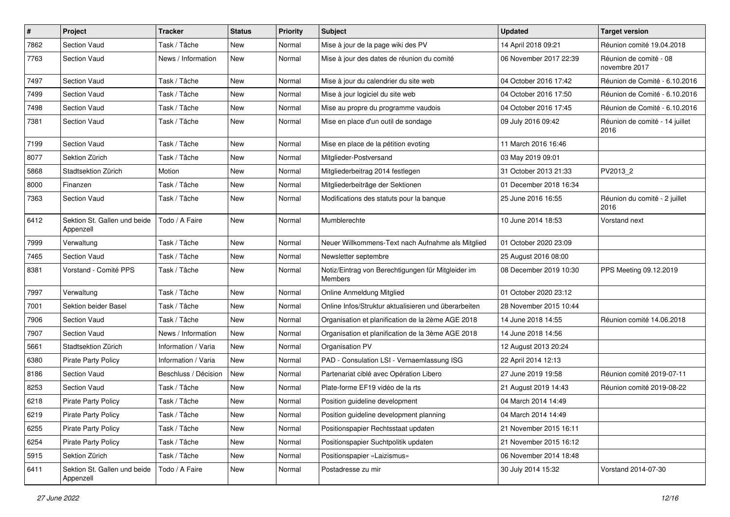| # | Project | Tracker | Status | Priority | Subject | Updated | Target version |
|---|---|---|---|---|---|---|---|
| 7862 | Section Vaud | Task / Tâche | New | Normal | Mise à jour de la page wiki des PV | 14 April 2018 09:21 | Réunion comité 19.04.2018 |
| 7763 | Section Vaud | News / Information | New | Normal | Mise à jour des dates de réunion du comité | 06 November 2017 22:39 | Réunion de comité - 08 novembre 2017 |
| 7497 | Section Vaud | Task / Tâche | New | Normal | Mise à jour du calendrier du site web | 04 October 2016 17:42 | Réunion de Comité - 6.10.2016 |
| 7499 | Section Vaud | Task / Tâche | New | Normal | Mise à jour logiciel du site web | 04 October 2016 17:50 | Réunion de Comité - 6.10.2016 |
| 7498 | Section Vaud | Task / Tâche | New | Normal | Mise au propre du programme vaudois | 04 October 2016 17:45 | Réunion de Comité - 6.10.2016 |
| 7381 | Section Vaud | Task / Tâche | New | Normal | Mise en place d'un outil de sondage | 09 July 2016 09:42 | Réunion de comité - 14 juillet 2016 |
| 7199 | Section Vaud | Task / Tâche | New | Normal | Mise en place de la pétition evoting | 11 March 2016 16:46 | |
| 8077 | Sektion Zürich | Task / Tâche | New | Normal | Mitglieder-Postversand | 03 May 2019 09:01 | |
| 5868 | Stadtsektion Zürich | Motion | New | Normal | Mitgliederbeitrag 2014 festlegen | 31 October 2013 21:33 | PV2013_2 |
| 8000 | Finanzen | Task / Tâche | New | Normal | Mitgliederbeiträge der Sektionen | 01 December 2018 16:34 | |
| 7363 | Section Vaud | Task / Tâche | New | Normal | Modifications des statuts pour la banque | 25 June 2016 16:55 | Réunion du comité - 2 juillet 2016 |
| 6412 | Sektion St. Gallen und beide Appenzell | Todo / A Faire | New | Normal | Mumblerechte | 10 June 2014 18:53 | Vorstand next |
| 7999 | Verwaltung | Task / Tâche | New | Normal | Neuer Willkommens-Text nach Aufnahme als Mitglied | 01 October 2020 23:09 | |
| 7465 | Section Vaud | Task / Tâche | New | Normal | Newsletter septembre | 25 August 2016 08:00 | |
| 8381 | Vorstand - Comité PPS | Task / Tâche | New | Normal | Notiz/Eintrag von Berechtigungen für Mitgleider im Members | 08 December 2019 10:30 | PPS Meeting 09.12.2019 |
| 7997 | Verwaltung | Task / Tâche | New | Normal | Online Anmeldung Mitglied | 01 October 2020 23:12 | |
| 7001 | Sektion beider Basel | Task / Tâche | New | Normal | Online Infos/Struktur aktualisieren und überarbeiten | 28 November 2015 10:44 | |
| 7906 | Section Vaud | Task / Tâche | New | Normal | Organisation et planification de la 2ème AGE 2018 | 14 June 2018 14:55 | Réunion comité 14.06.2018 |
| 7907 | Section Vaud | News / Information | New | Normal | Organisation et planification de la 3ème AGE 2018 | 14 June 2018 14:56 | |
| 5661 | Stadtsektion Zürich | Information / Varia | New | Normal | Organisation PV | 12 August 2013 20:24 | |
| 6380 | Pirate Party Policy | Information / Varia | New | Normal | PAD - Consulation LSI - Vernaemlassung ISG | 22 April 2014 12:13 | |
| 8186 | Section Vaud | Beschluss / Décision | New | Normal | Partenariat ciblé avec Opération Libero | 27 June 2019 19:58 | Réunion comité 2019-07-11 |
| 8253 | Section Vaud | Task / Tâche | New | Normal | Plate-forme EF19 vidéo de la rts | 21 August 2019 14:43 | Réunion comité 2019-08-22 |
| 6218 | Pirate Party Policy | Task / Tâche | New | Normal | Position guideline development | 04 March 2014 14:49 | |
| 6219 | Pirate Party Policy | Task / Tâche | New | Normal | Position guideline development planning | 04 March 2014 14:49 | |
| 6255 | Pirate Party Policy | Task / Tâche | New | Normal | Positionspapier Rechtsstaat updaten | 21 November 2015 16:11 | |
| 6254 | Pirate Party Policy | Task / Tâche | New | Normal | Positionspapier Suchtpolitik updaten | 21 November 2015 16:12 | |
| 5915 | Sektion Zürich | Task / Tâche | New | Normal | Positionspapier «Laizismus» | 06 November 2014 18:48 | |
| 6411 | Sektion St. Gallen und beide Appenzell | Todo / A Faire | New | Normal | Postadresse zu mir | 30 July 2014 15:32 | Vorstand 2014-07-30 |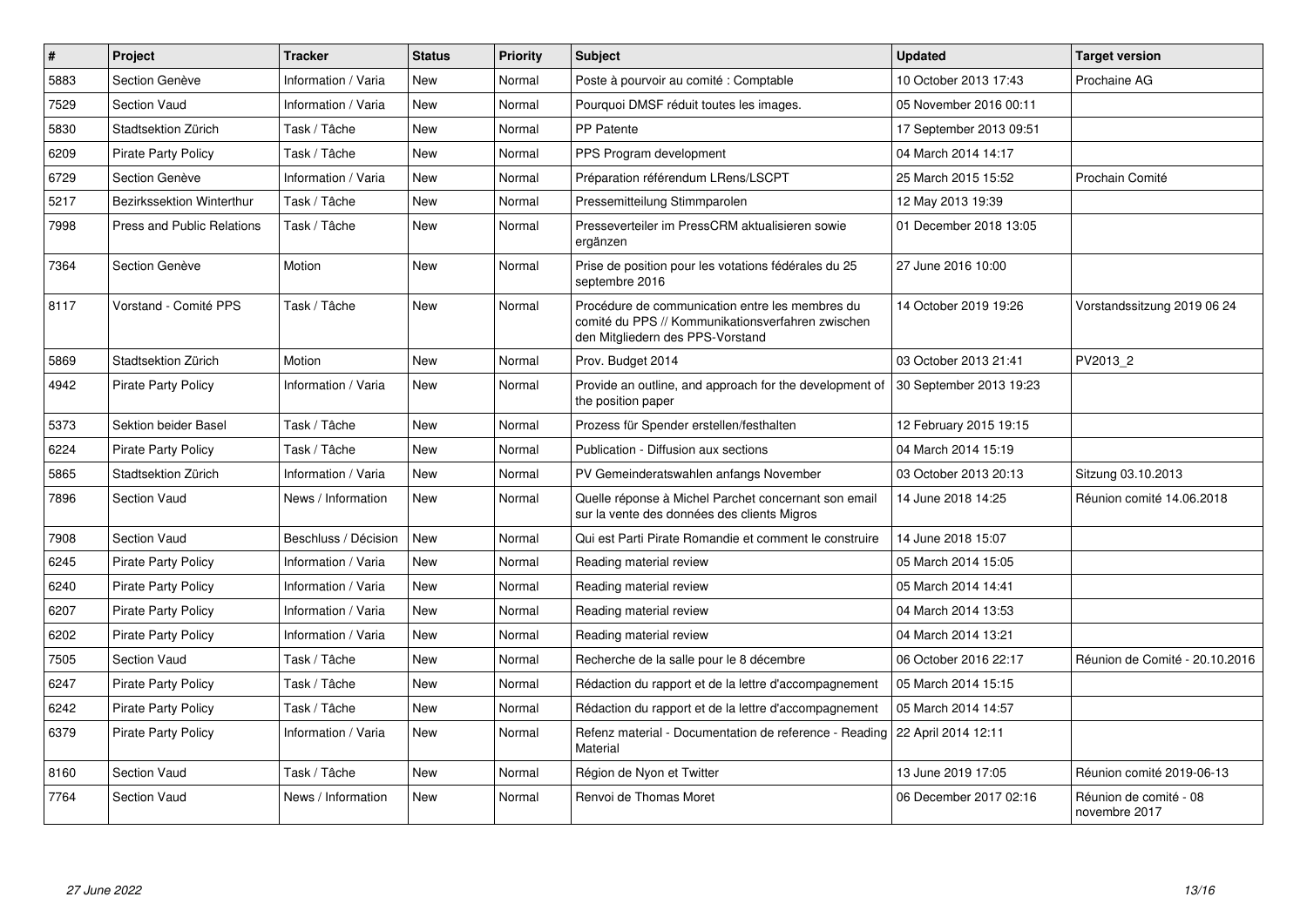| # | Project | Tracker | Status | Priority | Subject | Updated | Target version |
|---|---|---|---|---|---|---|---|
| 5883 | Section Genève | Information / Varia | New | Normal | Poste à pourvoir au comité : Comptable | 10 October 2013 17:43 | Prochaine AG |
| 7529 | Section Vaud | Information / Varia | New | Normal | Pourquoi DMSF réduit toutes les images. | 05 November 2016 00:11 | |
| 5830 | Stadtsektion Zürich | Task / Tâche | New | Normal | PP Patente | 17 September 2013 09:51 | |
| 6209 | Pirate Party Policy | Task / Tâche | New | Normal | PPS Program development | 04 March 2014 14:17 | |
| 6729 | Section Genève | Information / Varia | New | Normal | Préparation référendum LRens/LSCPT | 25 March 2015 15:52 | Prochain Comité |
| 5217 | Bezirkssektion Winterthur | Task / Tâche | New | Normal | Pressemitteilung Stimmparolen | 12 May 2013 19:39 | |
| 7998 | Press and Public Relations | Task / Tâche | New | Normal | Presseverteiler im PressCRM aktualisieren sowie ergänzen | 01 December 2018 13:05 | |
| 7364 | Section Genève | Motion | New | Normal | Prise de position pour les votations fédérales du 25 septembre 2016 | 27 June 2016 10:00 | |
| 8117 | Vorstand - Comité PPS | Task / Tâche | New | Normal | Procédure de communication entre les membres du comité du PPS // Kommunikationsverfahren zwischen den Mitgliedern des PPS-Vorstand | 14 October 2019 19:26 | Vorstandssitzung 2019 06 24 |
| 5869 | Stadtsektion Zürich | Motion | New | Normal | Prov. Budget 2014 | 03 October 2013 21:41 | PV2013_2 |
| 4942 | Pirate Party Policy | Information / Varia | New | Normal | Provide an outline, and approach for the development of the position paper | 30 September 2013 19:23 | |
| 5373 | Sektion beider Basel | Task / Tâche | New | Normal | Prozess für Spender erstellen/festhalten | 12 February 2015 19:15 | |
| 6224 | Pirate Party Policy | Task / Tâche | New | Normal | Publication - Diffusion aux sections | 04 March 2014 15:19 | |
| 5865 | Stadtsektion Zürich | Information / Varia | New | Normal | PV Gemeinderatswahlen anfangs November | 03 October 2013 20:13 | Sitzung 03.10.2013 |
| 7896 | Section Vaud | News / Information | New | Normal | Quelle réponse à Michel Parchet concernant son email sur la vente des données des clients Migros | 14 June 2018 14:25 | Réunion comité 14.06.2018 |
| 7908 | Section Vaud | Beschluss / Décision | New | Normal | Qui est Parti Pirate Romandie et comment le construire | 14 June 2018 15:07 | |
| 6245 | Pirate Party Policy | Information / Varia | New | Normal | Reading material review | 05 March 2014 15:05 | |
| 6240 | Pirate Party Policy | Information / Varia | New | Normal | Reading material review | 05 March 2014 14:41 | |
| 6207 | Pirate Party Policy | Information / Varia | New | Normal | Reading material review | 04 March 2014 13:53 | |
| 6202 | Pirate Party Policy | Information / Varia | New | Normal | Reading material review | 04 March 2014 13:21 | |
| 7505 | Section Vaud | Task / Tâche | New | Normal | Recherche de la salle pour le 8 décembre | 06 October 2016 22:17 | Réunion de Comité - 20.10.2016 |
| 6247 | Pirate Party Policy | Task / Tâche | New | Normal | Rédaction du rapport et de la lettre d'accompagnement | 05 March 2014 15:15 | |
| 6242 | Pirate Party Policy | Task / Tâche | New | Normal | Rédaction du rapport et de la lettre d'accompagnement | 05 March 2014 14:57 | |
| 6379 | Pirate Party Policy | Information / Varia | New | Normal | Refenz material - Documentation de reference - Reading Material | 22 April 2014 12:11 | |
| 8160 | Section Vaud | Task / Tâche | New | Normal | Région de Nyon et Twitter | 13 June 2019 17:05 | Réunion comité 2019-06-13 |
| 7764 | Section Vaud | News / Information | New | Normal | Renvoi de Thomas Moret | 06 December 2017 02:16 | Réunion de comité - 08 novembre 2017 |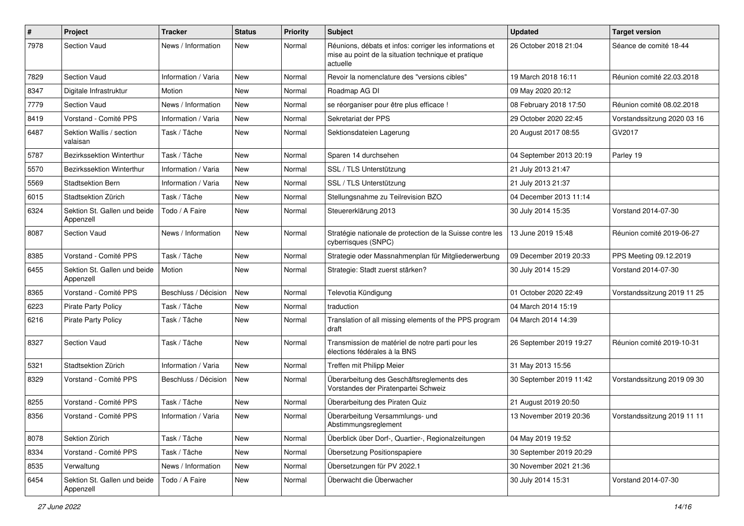| # | Project | Tracker | Status | Priority | Subject | Updated | Target version |
|---|---|---|---|---|---|---|---|
| 7978 | Section Vaud | News / Information | New | Normal | Réunions, débats et infos: corriger les informations et mise au point de la situation technique et pratique actuelle | 26 October 2018 21:04 | Séance de comité 18-44 |
| 7829 | Section Vaud | Information / Varia | New | Normal | Revoir la nomenclature des "versions cibles" | 19 March 2018 16:11 | Réunion comité 22.03.2018 |
| 8347 | Digitale Infrastruktur | Motion | New | Normal | Roadmap AG DI | 09 May 2020 20:12 | |
| 7779 | Section Vaud | News / Information | New | Normal | se réorganiser pour être plus efficace ! | 08 February 2018 17:50 | Réunion comité 08.02.2018 |
| 8419 | Vorstand - Comité PPS | Information / Varia | New | Normal | Sekretariat der PPS | 29 October 2020 22:45 | Vorstandssitzung 2020 03 16 |
| 6487 | Sektion Wallis / section valaisan | Task / Tâche | New | Normal | Sektionsdateien Lagerung | 20 August 2017 08:55 | GV2017 |
| 5787 | Bezirkssektion Winterthur | Task / Tâche | New | Normal | Sparen 14 durchsehen | 04 September 2013 20:19 | Parley 19 |
| 5570 | Bezirkssektion Winterthur | Information / Varia | New | Normal | SSL / TLS Unterstützung | 21 July 2013 21:47 | |
| 5569 | Stadtsektion Bern | Information / Varia | New | Normal | SSL / TLS Unterstützung | 21 July 2013 21:37 | |
| 6015 | Stadtsektion Zürich | Task / Tâche | New | Normal | Stellungsnahme zu Teilrevision BZO | 04 December 2013 11:14 | |
| 6324 | Sektion St. Gallen und beide Appenzell | Todo / A Faire | New | Normal | Steuererklärung 2013 | 30 July 2014 15:35 | Vorstand 2014-07-30 |
| 8087 | Section Vaud | News / Information | New | Normal | Stratégie nationale de protection de la Suisse contre les cyberrisques (SNPC) | 13 June 2019 15:48 | Réunion comité 2019-06-27 |
| 8385 | Vorstand - Comité PPS | Task / Tâche | New | Normal | Strategie oder Massnahmenplan für Mitgliederwerbung | 09 December 2019 20:33 | PPS Meeting 09.12.2019 |
| 6455 | Sektion St. Gallen und beide Appenzell | Motion | New | Normal | Strategie: Stadt zuerst stärken? | 30 July 2014 15:29 | Vorstand 2014-07-30 |
| 8365 | Vorstand - Comité PPS | Beschluss / Décision | New | Normal | Televotia Kündigung | 01 October 2020 22:49 | Vorstandssitzung 2019 11 25 |
| 6223 | Pirate Party Policy | Task / Tâche | New | Normal | traduction | 04 March 2014 15:19 | |
| 6216 | Pirate Party Policy | Task / Tâche | New | Normal | Translation of all missing elements of the PPS program draft | 04 March 2014 14:39 | |
| 8327 | Section Vaud | Task / Tâche | New | Normal | Transmission de matériel de notre parti pour les élections fédérales à la BNS | 26 September 2019 19:27 | Réunion comité 2019-10-31 |
| 5321 | Stadtsektion Zürich | Information / Varia | New | Normal | Treffen mit Philipp Meier | 31 May 2013 15:56 | |
| 8329 | Vorstand - Comité PPS | Beschluss / Décision | New | Normal | Überarbeitung des Geschäftsreglements des Vorstandes der Piratenpartei Schweiz | 30 September 2019 11:42 | Vorstandssitzung 2019 09 30 |
| 8255 | Vorstand - Comité PPS | Task / Tâche | New | Normal | Überarbeitung des Piraten Quiz | 21 August 2019 20:50 | |
| 8356 | Vorstand - Comité PPS | Information / Varia | New | Normal | Überarbeitung Versammlungs- und Abstimmungsreglement | 13 November 2019 20:36 | Vorstandssitzung 2019 11 11 |
| 8078 | Sektion Zürich | Task / Tâche | New | Normal | Überblick über Dorf-, Quartier-, Regionalzeitungen | 04 May 2019 19:52 | |
| 8334 | Vorstand - Comité PPS | Task / Tâche | New | Normal | Übersetzung Positionspapiere | 30 September 2019 20:29 | |
| 8535 | Verwaltung | News / Information | New | Normal | Übersetzungen für PV 2022.1 | 30 November 2021 21:36 | |
| 6454 | Sektion St. Gallen und beide Appenzell | Todo / A Faire | New | Normal | Überwacht die Überwacher | 30 July 2014 15:31 | Vorstand 2014-07-30 |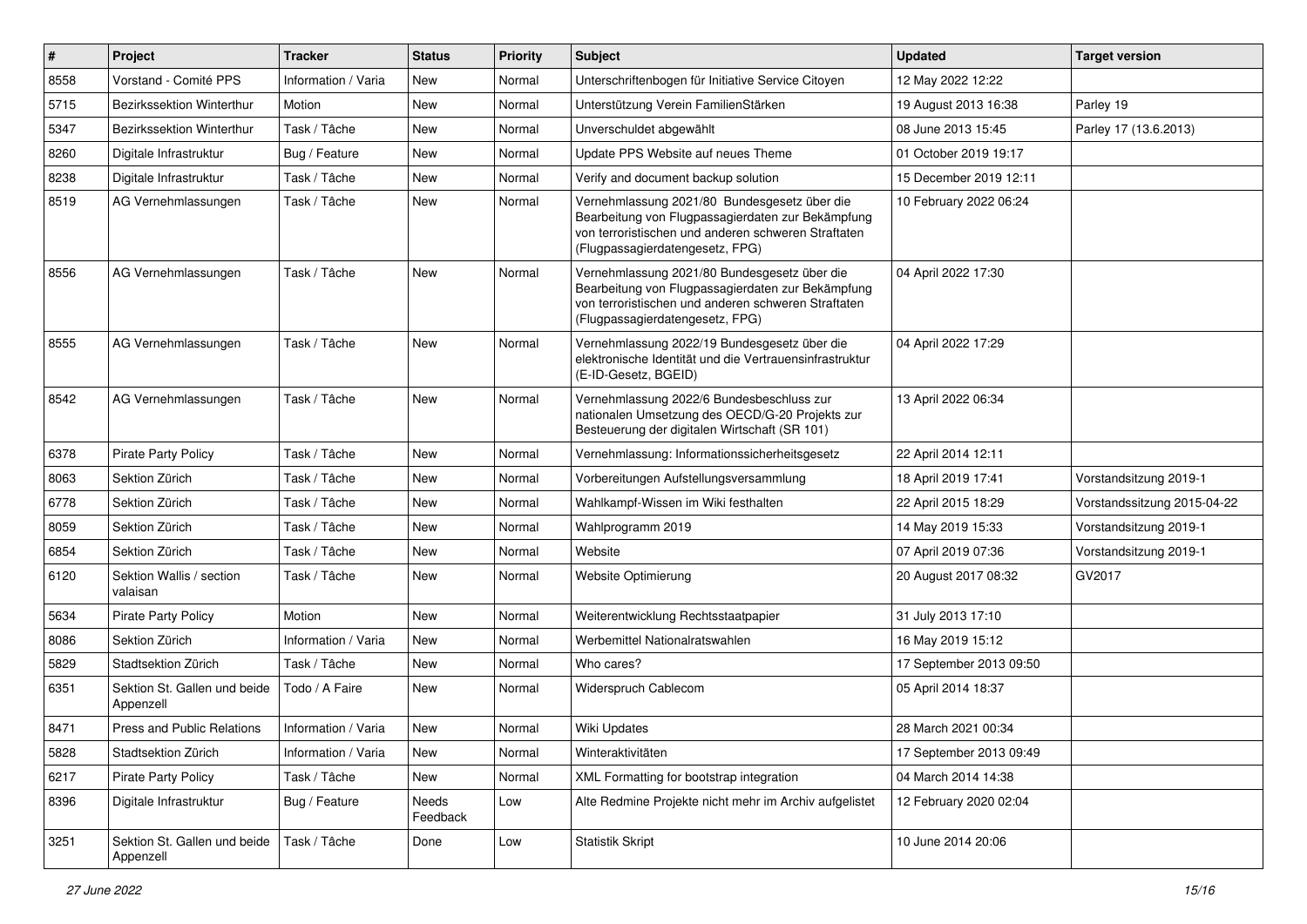| # | Project | Tracker | Status | Priority | Subject | Updated | Target version |
|---|---|---|---|---|---|---|---|
| 8558 | Vorstand - Comité PPS | Information / Varia | New | Normal | Unterschriftenbogen für Initiative Service Citoyen | 12 May 2022 12:22 | |
| 5715 | Bezirkssektion Winterthur | Motion | New | Normal | Unterstützung Verein FamilienStärken | 19 August 2013 16:38 | Parley 19 |
| 5347 | Bezirkssektion Winterthur | Task / Tâche | New | Normal | Unverschuldet abgewählt | 08 June 2013 15:45 | Parley 17 (13.6.2013) |
| 8260 | Digitale Infrastruktur | Bug / Feature | New | Normal | Update PPS Website auf neues Theme | 01 October 2019 19:17 | |
| 8238 | Digitale Infrastruktur | Task / Tâche | New | Normal | Verify and document backup solution | 15 December 2019 12:11 | |
| 8519 | AG Vernehmlassungen | Task / Tâche | New | Normal | Vernehmlassung 2021/80 Bundesgesetz über die Bearbeitung von Flugpassagierdaten zur Bekämpfung von terroristischen und anderen schweren Straftaten (Flugpassagierdatengesetz, FPG) | 10 February 2022 06:24 | |
| 8556 | AG Vernehmlassungen | Task / Tâche | New | Normal | Vernehmlassung 2021/80 Bundesgesetz über die Bearbeitung von Flugpassagierdaten zur Bekämpfung von terroristischen und anderen schweren Straftaten (Flugpassagierdatengesetz, FPG) | 04 April 2022 17:30 | |
| 8555 | AG Vernehmlassungen | Task / Tâche | New | Normal | Vernehmlassung 2022/19 Bundesgesetz über die elektronische Identität und die Vertrauensinfrastruktur (E-ID-Gesetz, BGEID) | 04 April 2022 17:29 | |
| 8542 | AG Vernehmlassungen | Task / Tâche | New | Normal | Vernehmlassung 2022/6 Bundesbeschluss zur nationalen Umsetzung des OECD/G-20 Projekts zur Besteuerung der digitalen Wirtschaft (SR 101) | 13 April 2022 06:34 | |
| 6378 | Pirate Party Policy | Task / Tâche | New | Normal | Vernehmlassung: Informationssicherheitsgesetz | 22 April 2014 12:11 | |
| 8063 | Sektion Zürich | Task / Tâche | New | Normal | Vorbereitungen Aufstellungsversammlung | 18 April 2019 17:41 | Vorstandsitzung 2019-1 |
| 6778 | Sektion Zürich | Task / Tâche | New | Normal | Wahlkampf-Wissen im Wiki festhalten | 22 April 2015 18:29 | Vorstandssitzung 2015-04-22 |
| 8059 | Sektion Zürich | Task / Tâche | New | Normal | Wahlprogramm 2019 | 14 May 2019 15:33 | Vorstandsitzung 2019-1 |
| 6854 | Sektion Zürich | Task / Tâche | New | Normal | Website | 07 April 2019 07:36 | Vorstandsitzung 2019-1 |
| 6120 | Sektion Wallis / section valaisan | Task / Tâche | New | Normal | Website Optimierung | 20 August 2017 08:32 | GV2017 |
| 5634 | Pirate Party Policy | Motion | New | Normal | Weiterentwicklung Rechtsstaatpapier | 31 July 2013 17:10 | |
| 8086 | Sektion Zürich | Information / Varia | New | Normal | Werbemittel Nationalratswahlen | 16 May 2019 15:12 | |
| 5829 | Stadtsektion Zürich | Task / Tâche | New | Normal | Who cares? | 17 September 2013 09:50 | |
| 6351 | Sektion St. Gallen und beide Appenzell | Todo / A Faire | New | Normal | Widerspruch Cablecom | 05 April 2014 18:37 | |
| 8471 | Press and Public Relations | Information / Varia | New | Normal | Wiki Updates | 28 March 2021 00:34 | |
| 5828 | Stadtsektion Zürich | Information / Varia | New | Normal | Winteraktivitäten | 17 September 2013 09:49 | |
| 6217 | Pirate Party Policy | Task / Tâche | New | Normal | XML Formatting for bootstrap integration | 04 March 2014 14:38 | |
| 8396 | Digitale Infrastruktur | Bug / Feature | Needs Feedback | Low | Alte Redmine Projekte nicht mehr im Archiv aufgelistet | 12 February 2020 02:04 | |
| 3251 | Sektion St. Gallen und beide Appenzell | Task / Tâche | Done | Low | Statistik Skript | 10 June 2014 20:06 | |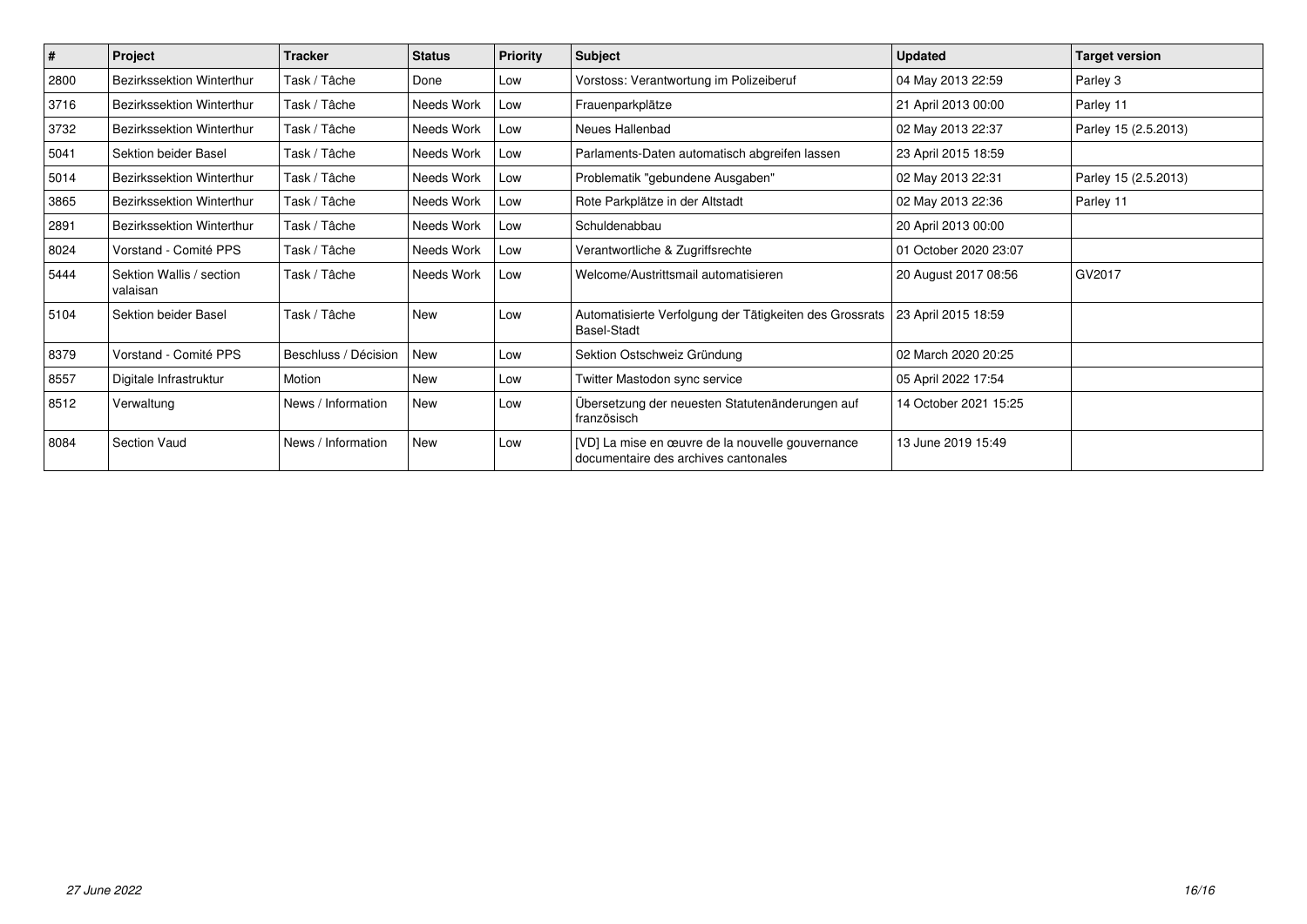| # | Project | Tracker | Status | Priority | Subject | Updated | Target version |
|---|---|---|---|---|---|---|---|
| 2800 | Bezirkssektion Winterthur | Task / Tâche | Done | Low | Vorstoss: Verantwortung im Polizeiberuf | 04 May 2013 22:59 | Parley 3 |
| 3716 | Bezirkssektion Winterthur | Task / Tâche | Needs Work | Low | Frauenparkplätze | 21 April 2013 00:00 | Parley 11 |
| 3732 | Bezirkssektion Winterthur | Task / Tâche | Needs Work | Low | Neues Hallenbad | 02 May 2013 22:37 | Parley 15 (2.5.2013) |
| 5041 | Sektion beider Basel | Task / Tâche | Needs Work | Low | Parlaments-Daten automatisch abgreifen lassen | 23 April 2015 18:59 | |
| 5014 | Bezirkssektion Winterthur | Task / Tâche | Needs Work | Low | Problematik "gebundene Ausgaben" | 02 May 2013 22:31 | Parley 15 (2.5.2013) |
| 3865 | Bezirkssektion Winterthur | Task / Tâche | Needs Work | Low | Rote Parkplätze in der Altstadt | 02 May 2013 22:36 | Parley 11 |
| 2891 | Bezirkssektion Winterthur | Task / Tâche | Needs Work | Low | Schuldenabbau | 20 April 2013 00:00 | |
| 8024 | Vorstand - Comité PPS | Task / Tâche | Needs Work | Low | Verantwortliche & Zugriffsrechte | 01 October 2020 23:07 | |
| 5444 | Sektion Wallis / section valaisan | Task / Tâche | Needs Work | Low | Welcome/Austrittsmail automatisieren | 20 August 2017 08:56 | GV2017 |
| 5104 | Sektion beider Basel | Task / Tâche | New | Low | Automatisierte Verfolgung der Tätigkeiten des Grossrats Basel-Stadt | 23 April 2015 18:59 | |
| 8379 | Vorstand - Comité PPS | Beschluss / Décision | New | Low | Sektion Ostschweiz Gründung | 02 March 2020 20:25 | |
| 8557 | Digitale Infrastruktur | Motion | New | Low | Twitter Mastodon sync service | 05 April 2022 17:54 | |
| 8512 | Verwaltung | News / Information | New | Low | Übersetzung der neuesten Statutenänderungen auf französisch | 14 October 2021 15:25 | |
| 8084 | Section Vaud | News / Information | New | Low | [VD] La mise en œuvre de la nouvelle gouvernance documentaire des archives cantonales | 13 June 2019 15:49 | |